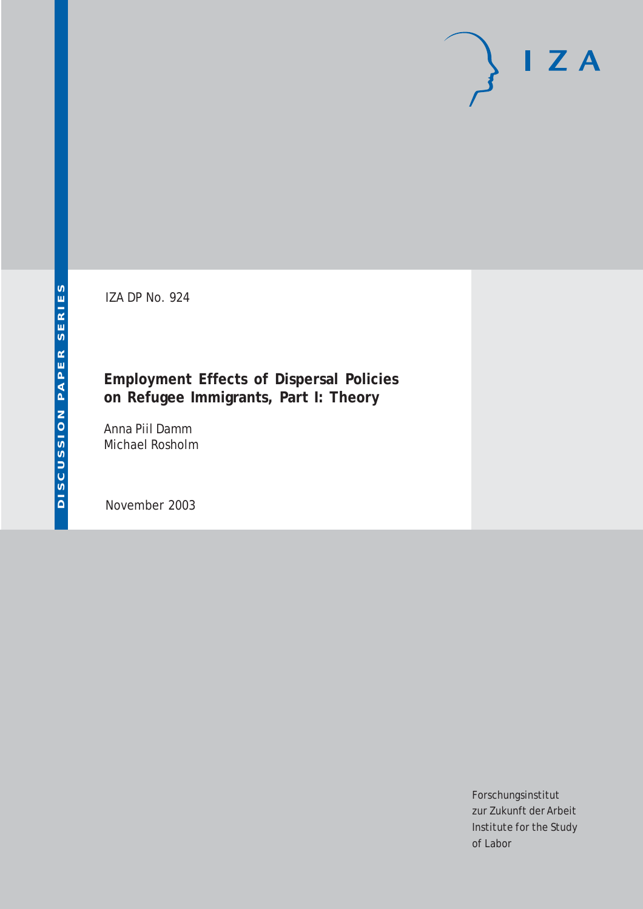IZA

DISCUSSION PAPER SERIES

IZA DP No. 924

# Employment Effects of Dispersal Policies on Refugee Immigrants, Part I: Theory

Anna Piil Damm
Michael Rosholm

November 2003

Forschungsinstitut
zur Zukunft der Arbeit
Institute for the Study
of Labor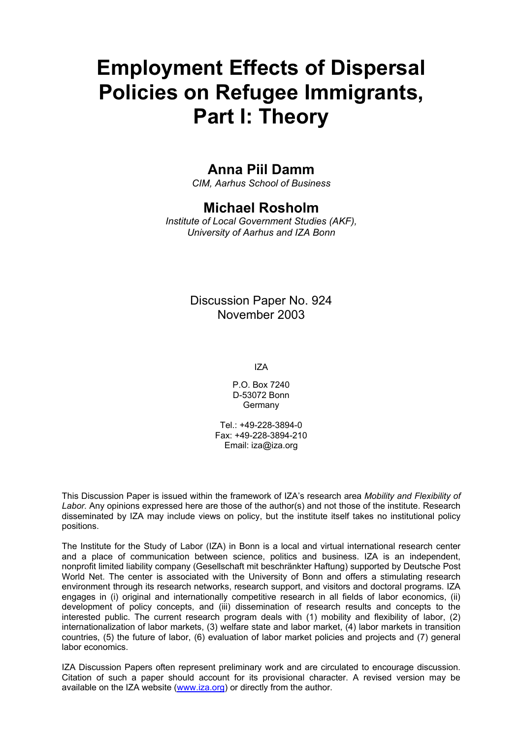# Employment Effects of Dispersal Policies on Refugee Immigrants, Part I: Theory

## Anna Piil Damm

*CIM, Aarhus School of Business*

## Michael Rosholm

*Institute of Local Government Studies (AKF), University of Aarhus and IZA Bonn*

Discussion Paper No. 924
November 2003

IZA

P.O. Box 7240
D-53072 Bonn
Germany

Tel.: +49-228-3894-0
Fax: +49-228-3894-210
Email: iza@iza.org

This Discussion Paper is issued within the framework of IZA's research area *Mobility and Flexibility of Labor.* Any opinions expressed here are those of the author(s) and not those of the institute. Research disseminated by IZA may include views on policy, but the institute itself takes no institutional policy positions.

The Institute for the Study of Labor (IZA) in Bonn is a local and virtual international research center and a place of communication between science, politics and business. IZA is an independent, nonprofit limited liability company (Gesellschaft mit beschränkter Haftung) supported by Deutsche Post World Net. The center is associated with the University of Bonn and offers a stimulating research environment through its research networks, research support, and visitors and doctoral programs. IZA engages in (i) original and internationally competitive research in all fields of labor economics, (ii) development of policy concepts, and (iii) dissemination of research results and concepts to the interested public. The current research program deals with (1) mobility and flexibility of labor, (2) internationalization of labor markets, (3) welfare state and labor market, (4) labor markets in transition countries, (5) the future of labor, (6) evaluation of labor market policies and projects and (7) general labor economics.

IZA Discussion Papers often represent preliminary work and are circulated to encourage discussion. Citation of such a paper should account for its provisional character. A revised version may be available on the IZA website (www.iza.org) or directly from the author.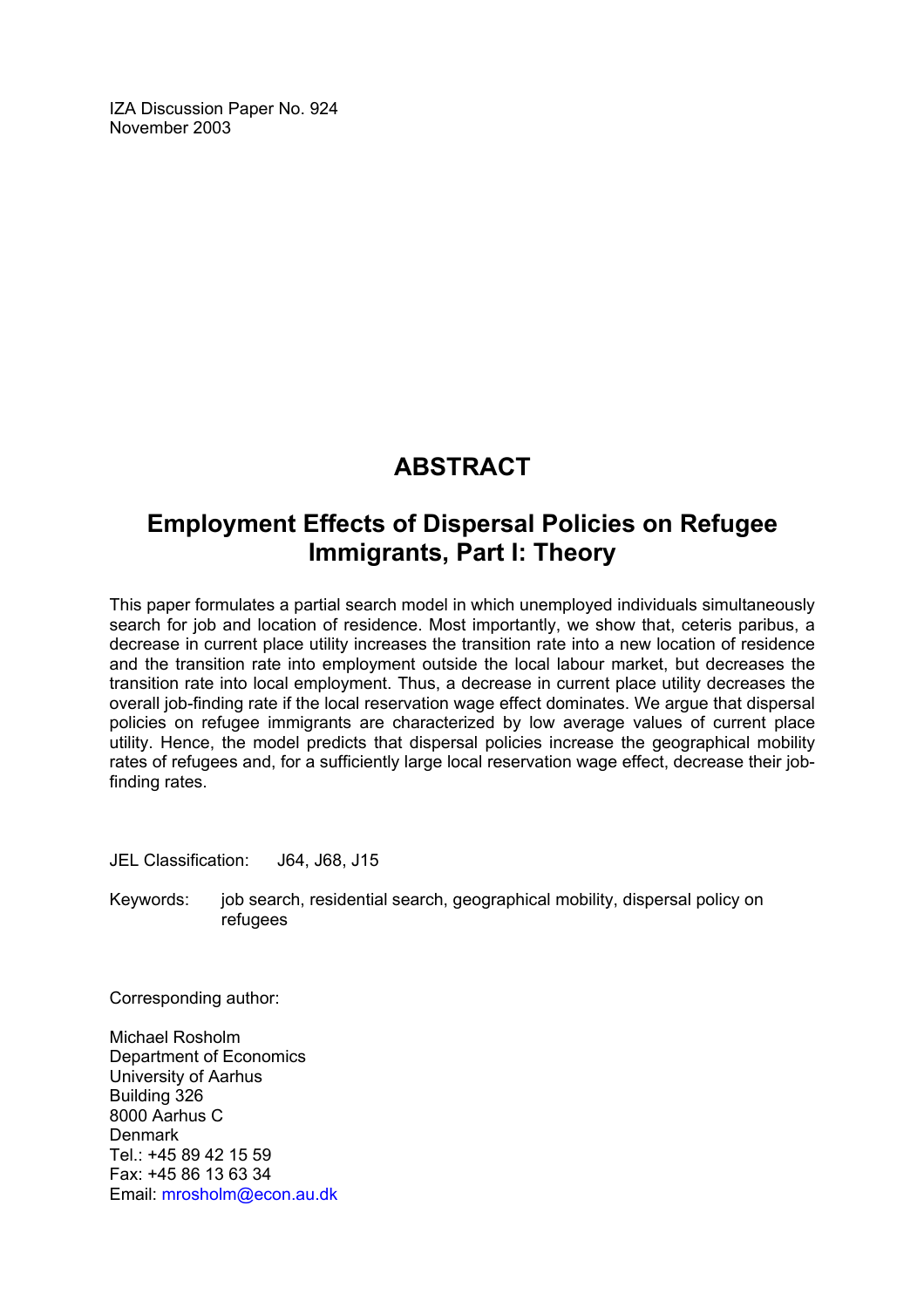IZA Discussion Paper No. 924
November 2003

# ABSTRACT

## Employment Effects of Dispersal Policies on Refugee Immigrants, Part I: Theory

This paper formulates a partial search model in which unemployed individuals simultaneously search for job and location of residence. Most importantly, we show that, ceteris paribus, a decrease in current place utility increases the transition rate into a new location of residence and the transition rate into employment outside the local labour market, but decreases the transition rate into local employment. Thus, a decrease in current place utility decreases the overall job-finding rate if the local reservation wage effect dominates. We argue that dispersal policies on refugee immigrants are characterized by low average values of current place utility. Hence, the model predicts that dispersal policies increase the geographical mobility rates of refugees and, for a sufficiently large local reservation wage effect, decrease their job-finding rates.

JEL Classification: J64, J68, J15

Keywords: job search, residential search, geographical mobility, dispersal policy on refugees

Corresponding author:

Michael Rosholm
Department of Economics
University of Aarhus
Building 326
8000 Aarhus C
Denmark
Tel.: +45 89 42 15 59
Fax: +45 86 13 63 34
Email: mrosholm@econ.au.dk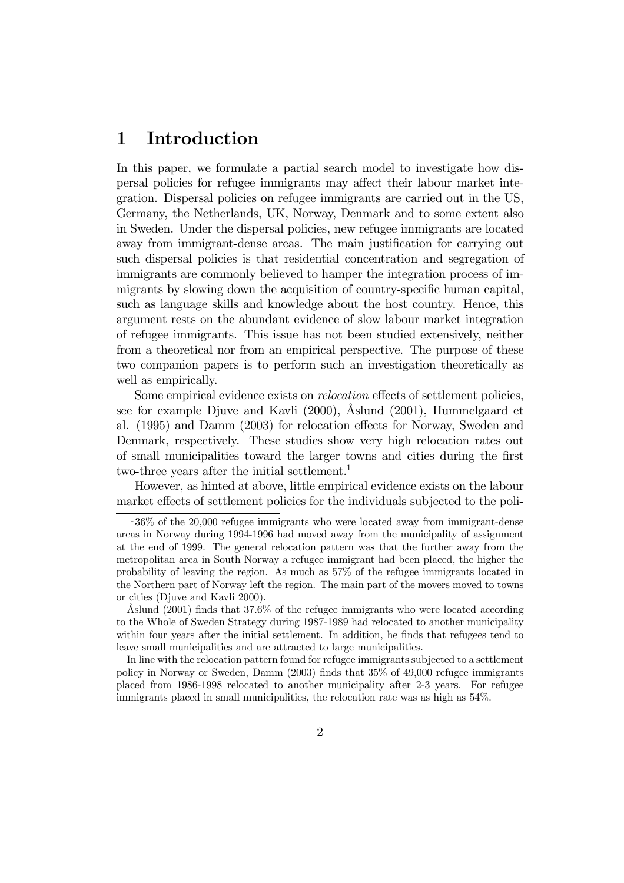# 1 Introduction

In this paper, we formulate a partial search model to investigate how dispersal policies for refugee immigrants may affect their labour market integration. Dispersal policies on refugee immigrants are carried out in the US, Germany, the Netherlands, UK, Norway, Denmark and to some extent also in Sweden. Under the dispersal policies, new refugee immigrants are located away from immigrant-dense areas. The main justification for carrying out such dispersal policies is that residential concentration and segregation of immigrants are commonly believed to hamper the integration process of immigrants by slowing down the acquisition of country-specific human capital, such as language skills and knowledge about the host country. Hence, this argument rests on the abundant evidence of slow labour market integration of refugee immigrants. This issue has not been studied extensively, neither from a theoretical nor from an empirical perspective. The purpose of these two companion papers is to perform such an investigation theoretically as well as empirically.

Some empirical evidence exists on *relocation* effects of settlement policies, see for example Djuve and Kavli (2000), Åslund (2001), Hummelgaard et al. (1995) and Damm (2003) for relocation effects for Norway, Sweden and Denmark, respectively. These studies show very high relocation rates out of small municipalities toward the larger towns and cities during the first two-three years after the initial settlement.[1]

However, as hinted at above, little empirical evidence exists on the labour market effects of settlement policies for the individuals subjected to the poli-

---

[1] 36% of the 20,000 refugee immigrants who were located away from immigrant-dense areas in Norway during 1994-1996 had moved away from the municipality of assignment at the end of 1999. The general relocation pattern was that the further away from the metropolitan area in South Norway a refugee immigrant had been placed, the higher the probability of leaving the region. As much as 57% of the refugee immigrants located in the Northern part of Norway left the region. The main part of the movers moved to towns or cities (Djuve and Kavli 2000).

Åslund (2001) finds that 37.6% of the refugee immigrants who were located according to the Whole of Sweden Strategy during 1987-1989 had relocated to another municipality within four years after the initial settlement. In addition, he finds that refugees tend to leave small municipalities and are attracted to large municipalities.

In line with the relocation pattern found for refugee immigrants subjected to a settlement policy in Norway or Sweden, Damm (2003) finds that 35% of 49,000 refugee immigrants placed from 1986-1998 relocated to another municipality after 2-3 years. For refugee immigrants placed in small municipalities, the relocation rate was as high as 54%.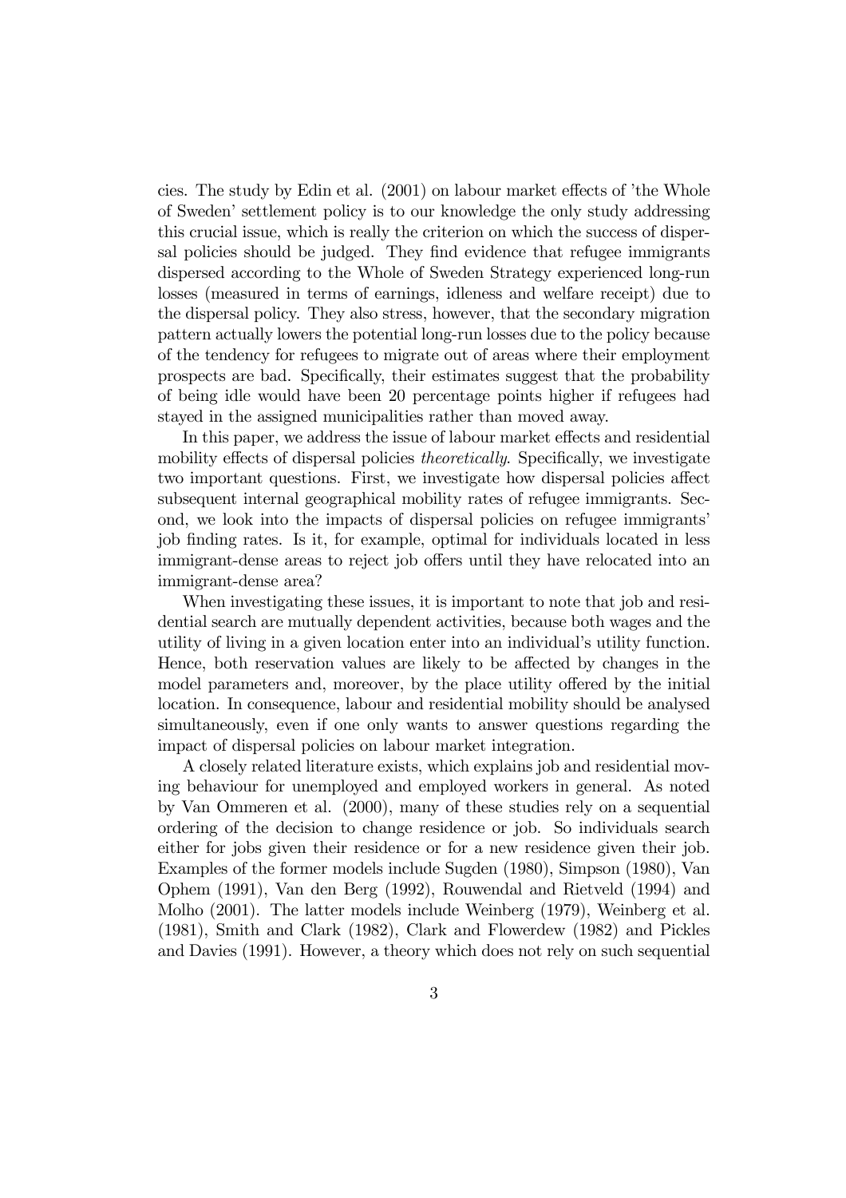cies. The study by Edin et al. (2001) on labour market effects of 'the Whole of Sweden' settlement policy is to our knowledge the only study addressing this crucial issue, which is really the criterion on which the success of dispersal policies should be judged. They find evidence that refugee immigrants dispersed according to the Whole of Sweden Strategy experienced long-run losses (measured in terms of earnings, idleness and welfare receipt) due to the dispersal policy. They also stress, however, that the secondary migration pattern actually lowers the potential long-run losses due to the policy because of the tendency for refugees to migrate out of areas where their employment prospects are bad. Specifically, their estimates suggest that the probability of being idle would have been 20 percentage points higher if refugees had stayed in the assigned municipalities rather than moved away.

In this paper, we address the issue of labour market effects and residential mobility effects of dispersal policies *theoretically*. Specifically, we investigate two important questions. First, we investigate how dispersal policies affect subsequent internal geographical mobility rates of refugee immigrants. Second, we look into the impacts of dispersal policies on refugee immigrants' job finding rates. Is it, for example, optimal for individuals located in less immigrant-dense areas to reject job offers until they have relocated into an immigrant-dense area?

When investigating these issues, it is important to note that job and residential search are mutually dependent activities, because both wages and the utility of living in a given location enter into an individual's utility function. Hence, both reservation values are likely to be affected by changes in the model parameters and, moreover, by the place utility offered by the initial location. In consequence, labour and residential mobility should be analysed simultaneously, even if one only wants to answer questions regarding the impact of dispersal policies on labour market integration.

A closely related literature exists, which explains job and residential moving behaviour for unemployed and employed workers in general. As noted by Van Ommeren et al. (2000), many of these studies rely on a sequential ordering of the decision to change residence or job. So individuals search either for jobs given their residence or for a new residence given their job. Examples of the former models include Sugden (1980), Simpson (1980), Van Ophem (1991), Van den Berg (1992), Rouwendal and Rietveld (1994) and Molho (2001). The latter models include Weinberg (1979), Weinberg et al. (1981), Smith and Clark (1982), Clark and Flowerdew (1982) and Pickles and Davies (1991). However, a theory which does not rely on such sequential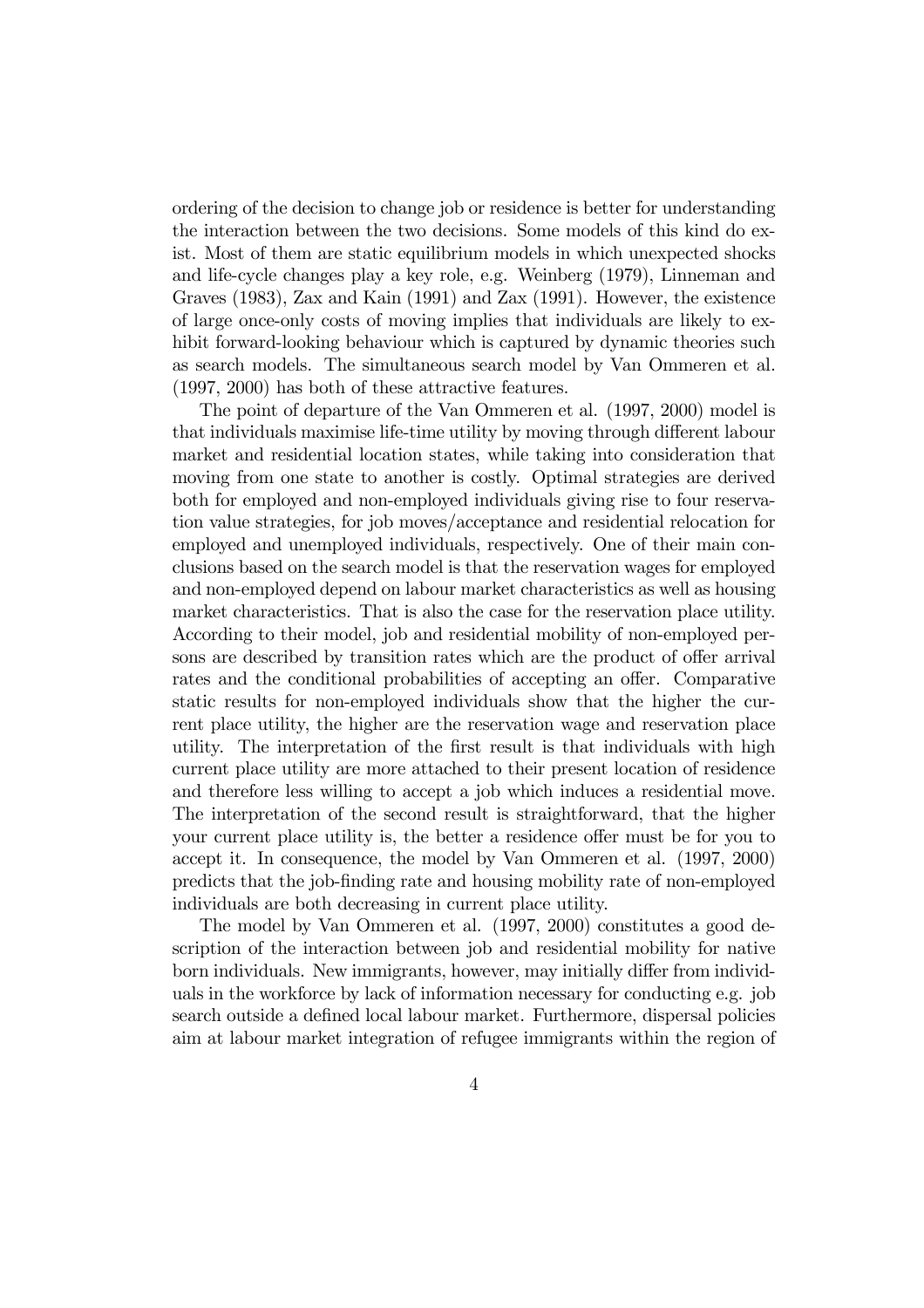ordering of the decision to change job or residence is better for understanding the interaction between the two decisions. Some models of this kind do exist. Most of them are static equilibrium models in which unexpected shocks and life-cycle changes play a key role, e.g. Weinberg (1979), Linneman and Graves (1983), Zax and Kain (1991) and Zax (1991). However, the existence of large once-only costs of moving implies that individuals are likely to exhibit forward-looking behaviour which is captured by dynamic theories such as search models. The simultaneous search model by Van Ommeren et al. (1997, 2000) has both of these attractive features.

The point of departure of the Van Ommeren et al. (1997, 2000) model is that individuals maximise life-time utility by moving through different labour market and residential location states, while taking into consideration that moving from one state to another is costly. Optimal strategies are derived both for employed and non-employed individuals giving rise to four reservation value strategies, for job moves/acceptance and residential relocation for employed and unemployed individuals, respectively. One of their main conclusions based on the search model is that the reservation wages for employed and non-employed depend on labour market characteristics as well as housing market characteristics. That is also the case for the reservation place utility. According to their model, job and residential mobility of non-employed persons are described by transition rates which are the product of offer arrival rates and the conditional probabilities of accepting an offer. Comparative static results for non-employed individuals show that the higher the current place utility, the higher are the reservation wage and reservation place utility. The interpretation of the first result is that individuals with high current place utility are more attached to their present location of residence and therefore less willing to accept a job which induces a residential move. The interpretation of the second result is straightforward, that the higher your current place utility is, the better a residence offer must be for you to accept it. In consequence, the model by Van Ommeren et al. (1997, 2000) predicts that the job-finding rate and housing mobility rate of non-employed individuals are both decreasing in current place utility.

The model by Van Ommeren et al. (1997, 2000) constitutes a good description of the interaction between job and residential mobility for native born individuals. New immigrants, however, may initially differ from individuals in the workforce by lack of information necessary for conducting e.g. job search outside a defined local labour market. Furthermore, dispersal policies aim at labour market integration of refugee immigrants within the region of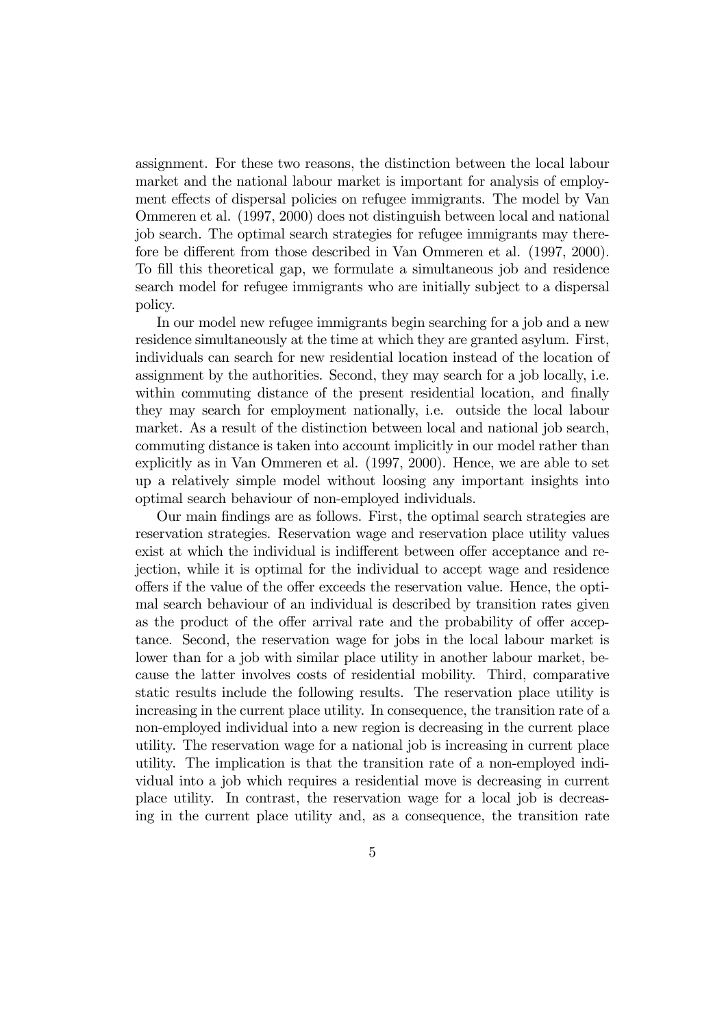assignment. For these two reasons, the distinction between the local labour market and the national labour market is important for analysis of employment effects of dispersal policies on refugee immigrants. The model by Van Ommeren et al. (1997, 2000) does not distinguish between local and national job search. The optimal search strategies for refugee immigrants may therefore be different from those described in Van Ommeren et al. (1997, 2000). To fill this theoretical gap, we formulate a simultaneous job and residence search model for refugee immigrants who are initially subject to a dispersal policy.

In our model new refugee immigrants begin searching for a job and a new residence simultaneously at the time at which they are granted asylum. First, individuals can search for new residential location instead of the location of assignment by the authorities. Second, they may search for a job locally, i.e. within commuting distance of the present residential location, and finally they may search for employment nationally, i.e. outside the local labour market. As a result of the distinction between local and national job search, commuting distance is taken into account implicitly in our model rather than explicitly as in Van Ommeren et al. (1997, 2000). Hence, we are able to set up a relatively simple model without loosing any important insights into optimal search behaviour of non-employed individuals.

Our main findings are as follows. First, the optimal search strategies are reservation strategies. Reservation wage and reservation place utility values exist at which the individual is indifferent between offer acceptance and rejection, while it is optimal for the individual to accept wage and residence offers if the value of the offer exceeds the reservation value. Hence, the optimal search behaviour of an individual is described by transition rates given as the product of the offer arrival rate and the probability of offer acceptance. Second, the reservation wage for jobs in the local labour market is lower than for a job with similar place utility in another labour market, because the latter involves costs of residential mobility. Third, comparative static results include the following results. The reservation place utility is increasing in the current place utility. In consequence, the transition rate of a non-employed individual into a new region is decreasing in the current place utility. The reservation wage for a national job is increasing in current place utility. The implication is that the transition rate of a non-employed individual into a job which requires a residential move is decreasing in current place utility. In contrast, the reservation wage for a local job is decreasing in the current place utility and, as a consequence, the transition rate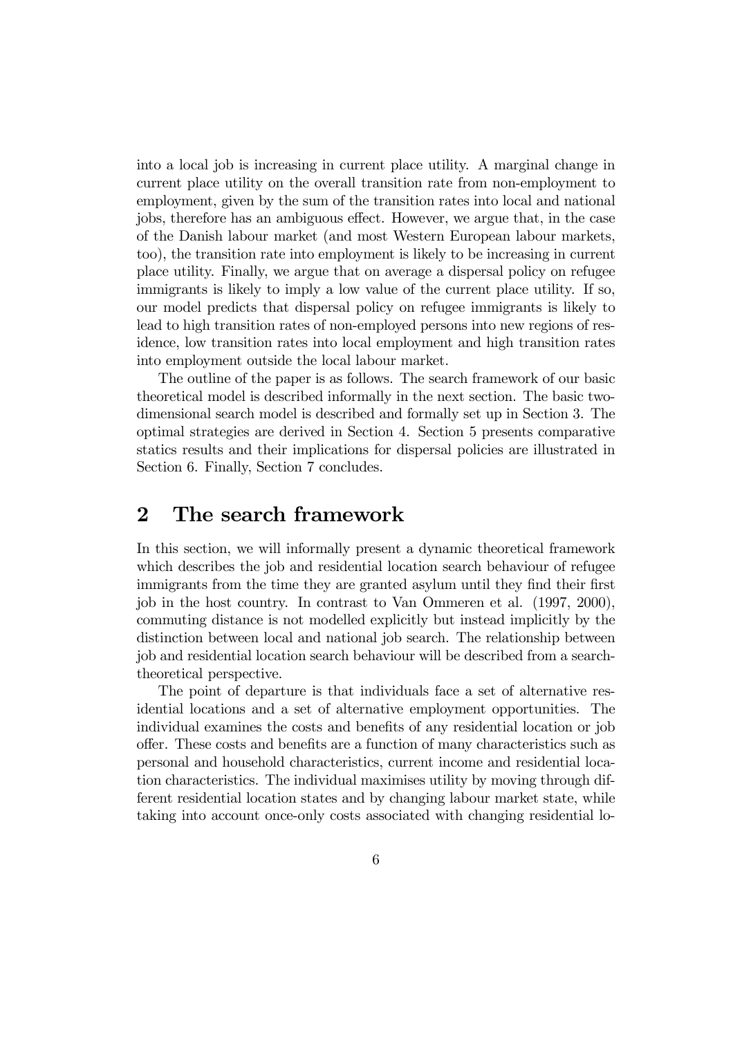into a local job is increasing in current place utility. A marginal change in current place utility on the overall transition rate from non-employment to employment, given by the sum of the transition rates into local and national jobs, therefore has an ambiguous effect. However, we argue that, in the case of the Danish labour market (and most Western European labour markets, too), the transition rate into employment is likely to be increasing in current place utility. Finally, we argue that on average a dispersal policy on refugee immigrants is likely to imply a low value of the current place utility. If so, our model predicts that dispersal policy on refugee immigrants is likely to lead to high transition rates of non-employed persons into new regions of residence, low transition rates into local employment and high transition rates into employment outside the local labour market.

The outline of the paper is as follows. The search framework of our basic theoretical model is described informally in the next section. The basic two-dimensional search model is described and formally set up in Section 3. The optimal strategies are derived in Section 4. Section 5 presents comparative statics results and their implications for dispersal policies are illustrated in Section 6. Finally, Section 7 concludes.

## 2 The search framework

In this section, we will informally present a dynamic theoretical framework which describes the job and residential location search behaviour of refugee immigrants from the time they are granted asylum until they find their first job in the host country. In contrast to Van Ommeren et al. (1997, 2000), commuting distance is not modelled explicitly but instead implicitly by the distinction between local and national job search. The relationship between job and residential location search behaviour will be described from a search-theoretical perspective.

The point of departure is that individuals face a set of alternative residential locations and a set of alternative employment opportunities. The individual examines the costs and benefits of any residential location or job offer. These costs and benefits are a function of many characteristics such as personal and household characteristics, current income and residential location characteristics. The individual maximises utility by moving through different residential location states and by changing labour market state, while taking into account once-only costs associated with changing residential lo-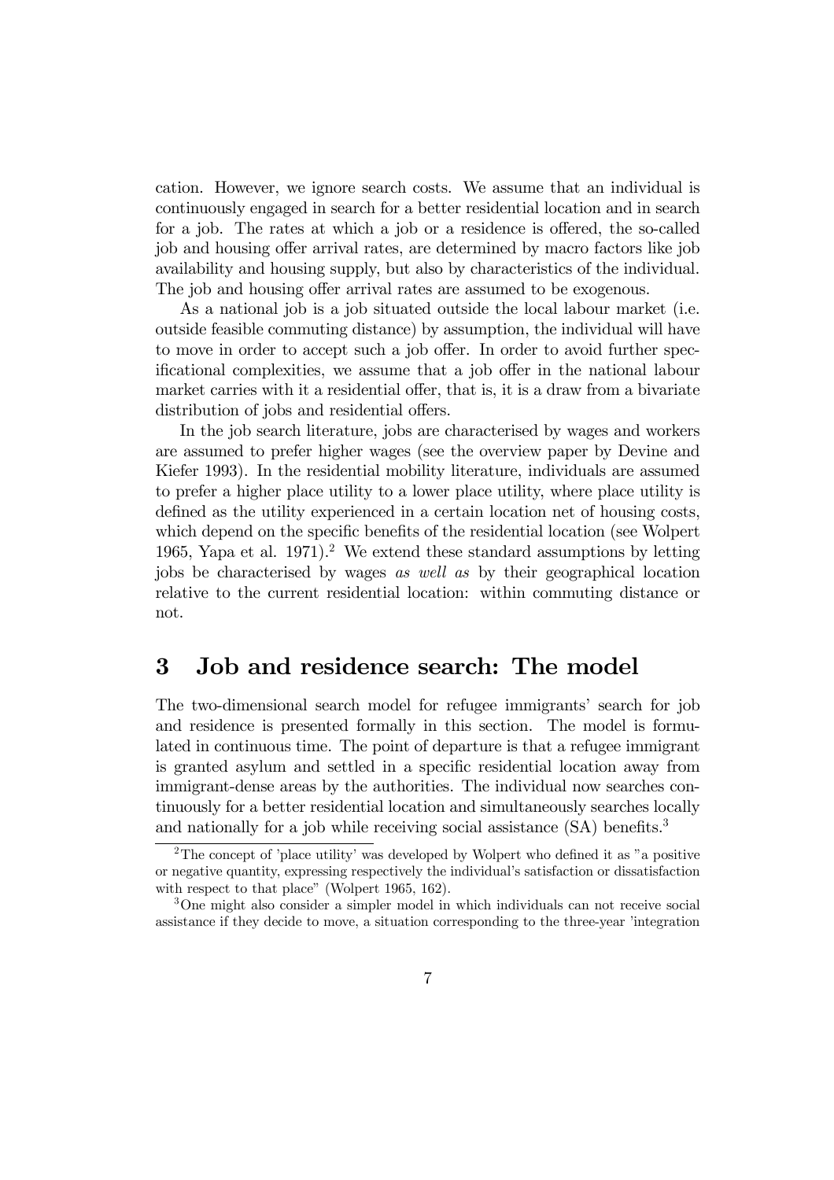cation. However, we ignore search costs. We assume that an individual is continuously engaged in search for a better residential location and in search for a job. The rates at which a job or a residence is offered, the so-called job and housing offer arrival rates, are determined by macro factors like job availability and housing supply, but also by characteristics of the individual. The job and housing offer arrival rates are assumed to be exogenous.

As a national job is a job situated outside the local labour market (i.e. outside feasible commuting distance) by assumption, the individual will have to move in order to accept such a job offer. In order to avoid further specificational complexities, we assume that a job offer in the national labour market carries with it a residential offer, that is, it is a draw from a bivariate distribution of jobs and residential offers.

In the job search literature, jobs are characterised by wages and workers are assumed to prefer higher wages (see the overview paper by Devine and Kiefer 1993). In the residential mobility literature, individuals are assumed to prefer a higher place utility to a lower place utility, where place utility is defined as the utility experienced in a certain location net of housing costs, which depend on the specific benefits of the residential location (see Wolpert 1965, Yapa et al. 1971).[2] We extend these standard assumptions by letting jobs be characterised by wages *as well as* by their geographical location relative to the current residential location: within commuting distance or not.

# 3 Job and residence search: The model

The two-dimensional search model for refugee immigrants' search for job and residence is presented formally in this section. The model is formulated in continuous time. The point of departure is that a refugee immigrant is granted asylum and settled in a specific residential location away from immigrant-dense areas by the authorities. The individual now searches continuously for a better residential location and simultaneously searches locally and nationally for a job while receiving social assistance (SA) benefits.[3]

---

[2] The concept of 'place utility' was developed by Wolpert who defined it as "a positive or negative quantity, expressing respectively the individual's satisfaction or dissatisfaction with respect to that place" (Wolpert 1965, 162).

[3] One might also consider a simpler model in which individuals can not receive social assistance if they decide to move, a situation corresponding to the three-year 'integration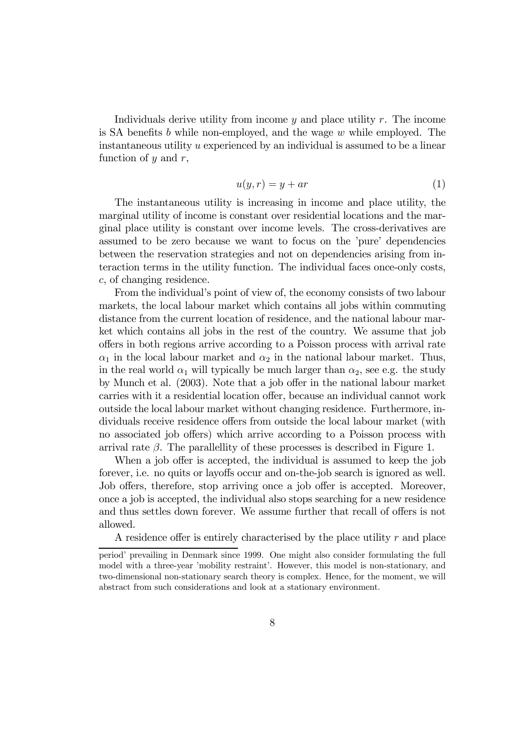Individuals derive utility from income $y$ and place utility $r$. The income is SA benefits $b$ while non-employed, and the wage $w$ while employed. The instantaneous utility $u$ experienced by an individual is assumed to be a linear function of $y$ and $r$,

$$u(y, r) = y + ar \tag{1}$$

The instantaneous utility is increasing in income and place utility, the marginal utility of income is constant over residential locations and the marginal place utility is constant over income levels. The cross-derivatives are assumed to be zero because we want to focus on the 'pure' dependencies between the reservation strategies and not on dependencies arising from interaction terms in the utility function. The individual faces once-only costs, $c$, of changing residence.

From the individual's point of view of, the economy consists of two labour markets, the local labour market which contains all jobs within commuting distance from the current location of residence, and the national labour market which contains all jobs in the rest of the country. We assume that job offers in both regions arrive according to a Poisson process with arrival rate $\alpha_1$ in the local labour market and $\alpha_2$ in the national labour market. Thus, in the real world $\alpha_1$ will typically be much larger than $\alpha_2$, see e.g. the study by Munch et al. (2003). Note that a job offer in the national labour market carries with it a residential location offer, because an individual cannot work outside the local labour market without changing residence. Furthermore, individuals receive residence offers from outside the local labour market (with no associated job offers) which arrive according to a Poisson process with arrival rate $\beta$. The parallellity of these processes is described in Figure 1.

When a job offer is accepted, the individual is assumed to keep the job forever, i.e. no quits or layoffs occur and on-the-job search is ignored as well. Job offers, therefore, stop arriving once a job offer is accepted. Moreover, once a job is accepted, the individual also stops searching for a new residence and thus settles down forever. We assume further that recall of offers is not allowed.

A residence offer is entirely characterised by the place utility $r$ and place

period' prevailing in Denmark since 1999. One might also consider formulating the full model with a three-year 'mobility restraint'. However, this model is non-stationary, and two-dimensional non-stationary search theory is complex. Hence, for the moment, we will abstract from such considerations and look at a stationary environment.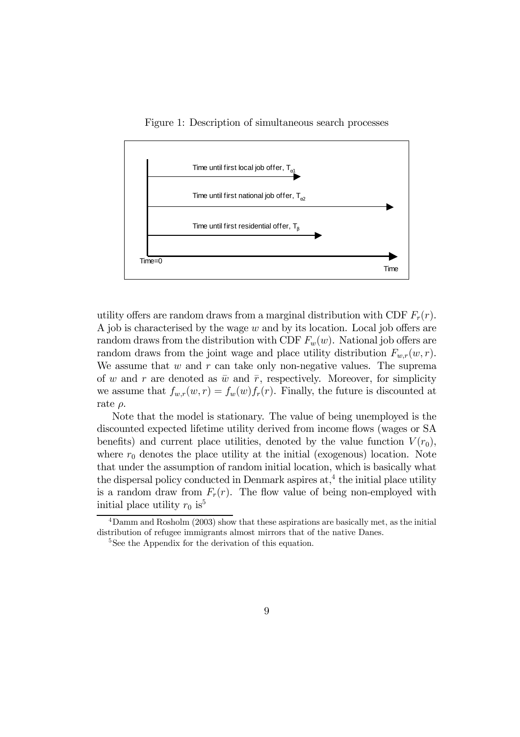Figure 1: Description of simultaneous search processes

utility offers are random draws from a marginal distribution with CDF $F_r(r)$. A job is characterised by the wage $w$ and by its location. Local job offers are random draws from the distribution with CDF $F_w(w)$. National job offers are random draws from the joint wage and place utility distribution $F_{w,r}(w, r)$. We assume that $w$ and $r$ can take only non-negative values. The suprema of $w$ and $r$ are denoted as $\bar{w}$ and $\bar{r}$, respectively. Moreover, for simplicity we assume that $f_{w,r}(w, r) = f_w(w)f_r(r)$. Finally, the future is discounted at rate $\rho$.

Note that the model is stationary. The value of being unemployed is the discounted expected lifetime utility derived from income flows (wages or SA benefits) and current place utilities, denoted by the value function $V(r_0)$, where $r_0$ denotes the place utility at the initial (exogenous) location. Note that under the assumption of random initial location, which is basically what the dispersal policy conducted in Denmark aspires at,[4] the initial place utility is a random draw from $F_r(r)$. The flow value of being non-employed with initial place utility $r_0$ is[5]

[4] Damm and Rosholm (2003) show that these aspirations are basically met, as the initial distribution of refugee immigrants almost mirrors that of the native Danes.

[5] See the Appendix for the derivation of this equation.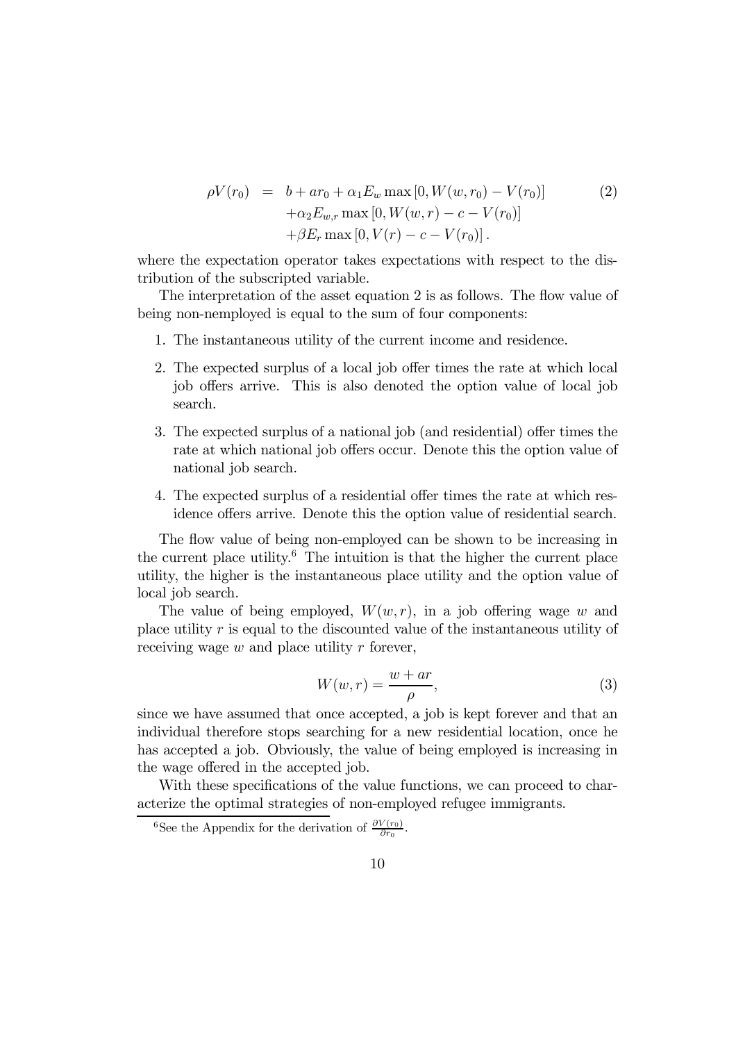$$
\begin{aligned}
\rho V(r_0) &= b + ar_0 + \alpha_1 E_w \max\left[0, W(w, r_0) - V(r_0)\right] \\
&\quad + \alpha_2 E_{w,r} \max\left[0, W(w, r) - c - V(r_0)\right] \\
&\quad + \beta E_r \max\left[0, V(r) - c - V(r_0)\right].
\end{aligned} \tag{2}
$$

where the expectation operator takes expectations with respect to the distribution of the subscripted variable.

The interpretation of the asset equation 2 is as follows. The flow value of being non-nemployed is equal to the sum of four components:

1. The instantaneous utility of the current income and residence.
2. The expected surplus of a local job offer times the rate at which local job offers arrive. This is also denoted the option value of local job search.
3. The expected surplus of a national job (and residential) offer times the rate at which national job offers occur. Denote this the option value of national job search.
4. The expected surplus of a residential offer times the rate at which residence offers arrive. Denote this the option value of residential search.

The flow value of being non-employed can be shown to be increasing in the current place utility.[6] The intuition is that the higher the current place utility, the higher is the instantaneous place utility and the option value of local job search.

The value of being employed, $W(w, r)$, in a job offering wage $w$ and place utility $r$ is equal to the discounted value of the instantaneous utility of receiving wage $w$ and place utility $r$ forever,

$$
W(w, r) = \frac{w + ar}{\rho}, \tag{3}
$$

since we have assumed that once accepted, a job is kept forever and that an individual therefore stops searching for a new residential location, once he has accepted a job. Obviously, the value of being employed is increasing in the wage offered in the accepted job.

With these specifications of the value functions, we can proceed to characterize the optimal strategies of non-employed refugee immigrants.

[6] See the Appendix for the derivation of $\frac{\partial V(r_0)}{\partial r_0}$.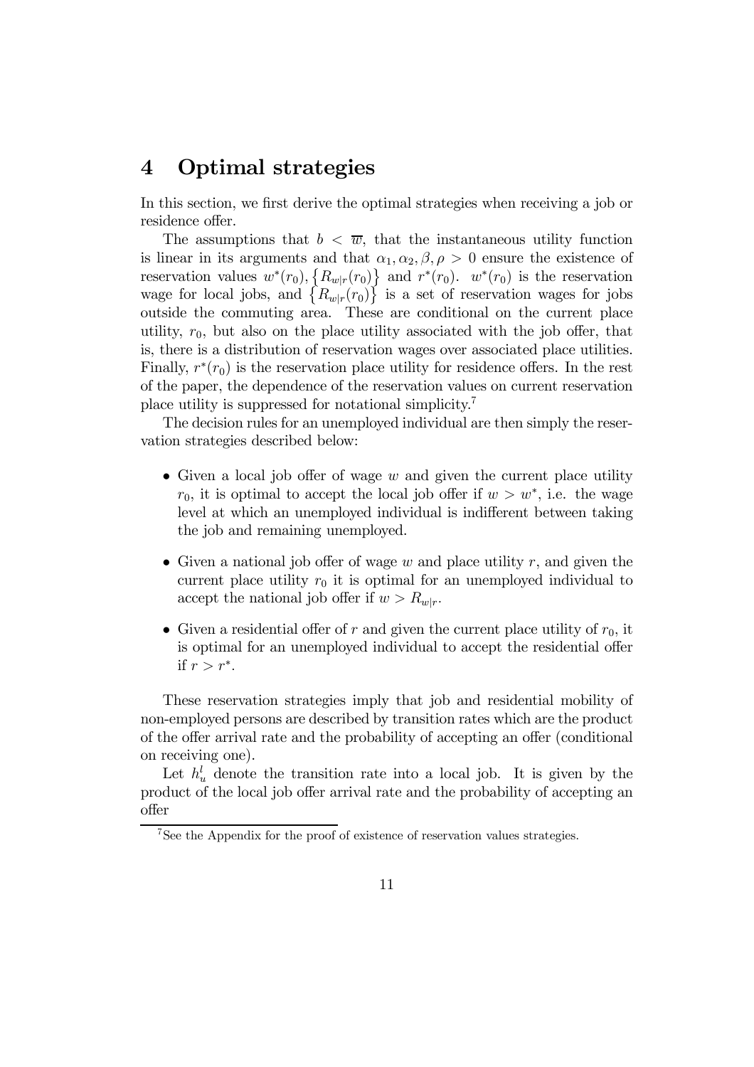# 4 Optimal strategies

In this section, we first derive the optimal strategies when receiving a job or residence offer.

The assumptions that $b < \overline{w}$, that the instantaneous utility function is linear in its arguments and that $\alpha_1, \alpha_2, \beta, \rho > 0$ ensure the existence of reservation values $w^*(r_0), \left\{R_{w|r}(r_0)\right\}$ and $r^*(r_0)$. $w^*(r_0)$ is the reservation wage for local jobs, and $\left\{R_{w|r}(r_0)\right\}$ is a set of reservation wages for jobs outside the commuting area. These are conditional on the current place utility, $r_0$, but also on the place utility associated with the job offer, that is, there is a distribution of reservation wages over associated place utilities. Finally, $r^*(r_0)$ is the reservation place utility for residence offers. In the rest of the paper, the dependence of the reservation values on current reservation place utility is suppressed for notational simplicity.[7]

The decision rules for an unemployed individual are then simply the reservation strategies described below:

- Given a local job offer of wage $w$ and given the current place utility $r_0$, it is optimal to accept the local job offer if $w > w^*$, i.e. the wage level at which an unemployed individual is indifferent between taking the job and remaining unemployed.
- Given a national job offer of wage $w$ and place utility $r$, and given the current place utility $r_0$ it is optimal for an unemployed individual to accept the national job offer if $w > R_{w|r}$.
- Given a residential offer of $r$ and given the current place utility of $r_0$, it is optimal for an unemployed individual to accept the residential offer if $r > r^*$.

These reservation strategies imply that job and residential mobility of non-employed persons are described by transition rates which are the product of the offer arrival rate and the probability of accepting an offer (conditional on receiving one).

Let $h_u^l$ denote the transition rate into a local job. It is given by the product of the local job offer arrival rate and the probability of accepting an offer

[7] See the Appendix for the proof of existence of reservation values strategies.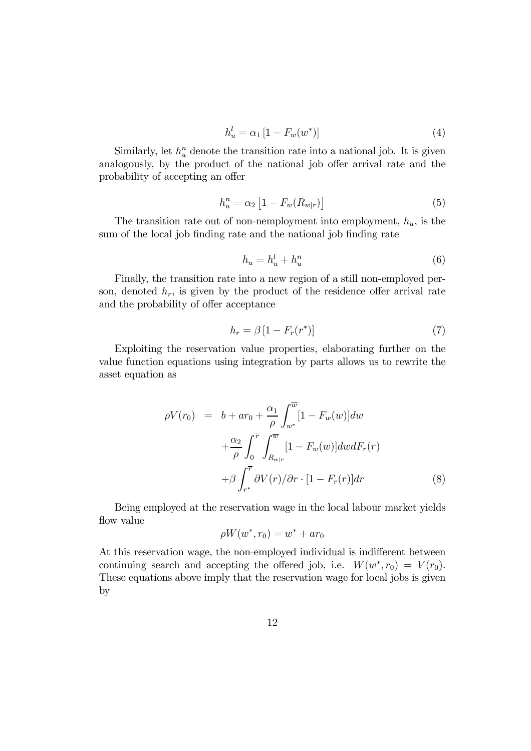$$h_u^l = \alpha_1 \left[1 - F_w(w^*)\right] \tag{4}$$

Similarly, let $h_u^n$ denote the transition rate into a national job. It is given analogously, by the product of the national job offer arrival rate and the probability of accepting an offer

$$h_u^n = \alpha_2 \left[1 - F_w(R_{w|r})\right] \tag{5}$$

The transition rate out of non-nemployment into employment, $h_u$, is the sum of the local job finding rate and the national job finding rate

$$h_u = h_u^l + h_u^n \tag{6}$$

Finally, the transition rate into a new region of a still non-employed person, denoted $h_r$, is given by the product of the residence offer arrival rate and the probability of offer acceptance

$$h_r = \beta \left[1 - F_r(r^*)\right] \tag{7}$$

Exploiting the reservation value properties, elaborating further on the value function equations using integration by parts allows us to rewrite the asset equation as

$$\begin{aligned}
\rho V(r_0) &= b + ar_0 + \frac{\alpha_1}{\rho} \int_{w^*}^{\overline{w}} [1 - F_w(w)]dw \\
&\quad + \frac{\alpha_2}{\rho} \int_0^{\bar{r}} \int_{R_{w|r}}^{\overline{w}} [1 - F_w(w)]dw dF_r(r) \\
&\quad + \beta \int_{r^*}^{\overline{r}} \partial V(r)/\partial r \cdot [1 - F_r(r)]dr
\end{aligned} \tag{8}$$

Being employed at the reservation wage in the local labour market yields flow value

$$\rho W(w^*, r_0) = w^* + ar_0$$

At this reservation wage, the non-employed individual is indifferent between continuing search and accepting the offered job, i.e. $W(w^*, r_0) = V(r_0)$. These equations above imply that the reservation wage for local jobs is given by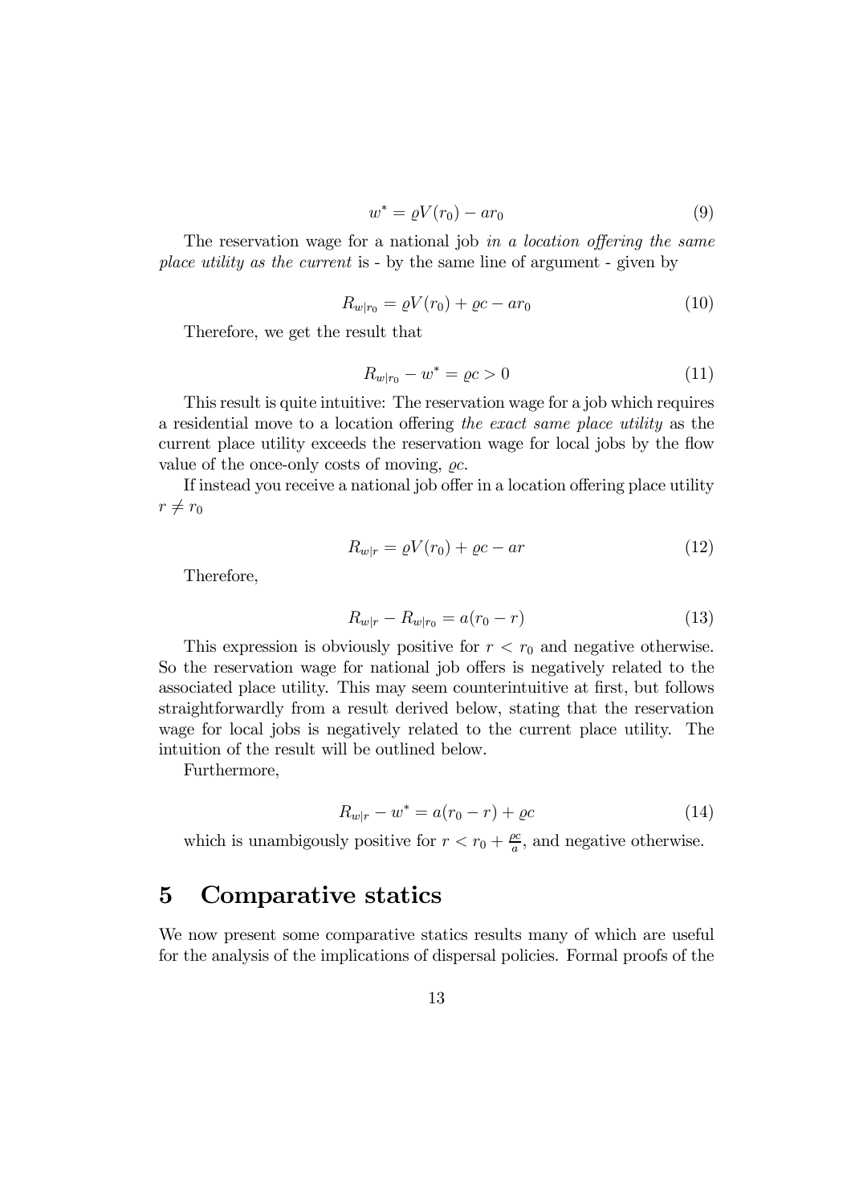$$w^* = \varrho V(r_0) - ar_0 \tag{9}$$

The reservation wage for a national job *in a location offering the same place utility as the current* is - by the same line of argument - given by

$$R_{w|r_0} = \varrho V(r_0) + \varrho c - ar_0 \tag{10}$$

Therefore, we get the result that

$$R_{w|r_0} - w^* = \varrho c > 0 \tag{11}$$

This result is quite intuitive: The reservation wage for a job which requires a residential move to a location offering *the exact same place utility* as the current place utility exceeds the reservation wage for local jobs by the flow value of the once-only costs of moving, $\varrho c$.

If instead you receive a national job offer in a location offering place utility $r \neq r_0$

$$R_{w|r} = \varrho V(r_0) + \varrho c - ar \tag{12}$$

Therefore,

$$R_{w|r} - R_{w|r_0} = a(r_0 - r) \tag{13}$$

This expression is obviously positive for $r < r_0$ and negative otherwise. So the reservation wage for national job offers is negatively related to the associated place utility. This may seem counterintuitive at first, but follows straightforwardly from a result derived below, stating that the reservation wage for local jobs is negatively related to the current place utility. The intuition of the result will be outlined below.

Furthermore,

$$R_{w|r} - w^* = a(r_0 - r) + \varrho c \tag{14}$$

which is unambigously positive for $r < r_0 + \frac{\varrho c}{a}$, and negative otherwise.

# 5 Comparative statics

We now present some comparative statics results many of which are useful for the analysis of the implications of dispersal policies. Formal proofs of the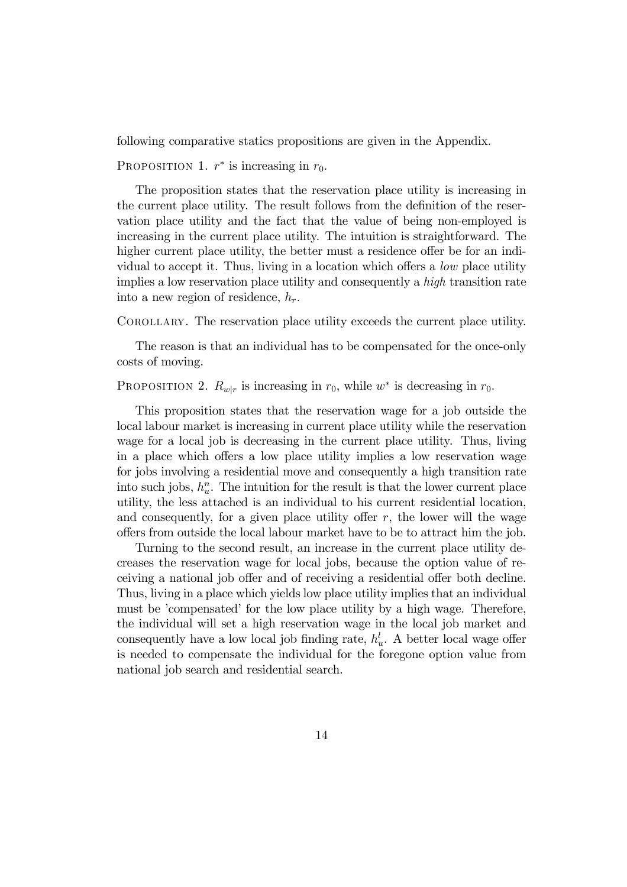following comparative statics propositions are given in the Appendix.

PROPOSITION 1. $r^*$ is increasing in $r_0$.

The proposition states that the reservation place utility is increasing in the current place utility. The result follows from the definition of the reservation place utility and the fact that the value of being non-employed is increasing in the current place utility. The intuition is straightforward. The higher current place utility, the better must a residence offer be for an individual to accept it. Thus, living in a location which offers a *low* place utility implies a low reservation place utility and consequently a *high* transition rate into a new region of residence, $h_r$.

COROLLARY. The reservation place utility exceeds the current place utility.

The reason is that an individual has to be compensated for the once-only costs of moving.

PROPOSITION 2. $R_{w|r}$ is increasing in $r_0$, while $w^*$ is decreasing in $r_0$.

This proposition states that the reservation wage for a job outside the local labour market is increasing in current place utility while the reservation wage for a local job is decreasing in the current place utility. Thus, living in a place which offers a low place utility implies a low reservation wage for jobs involving a residential move and consequently a high transition rate into such jobs, $h_u^n$. The intuition for the result is that the lower current place utility, the less attached is an individual to his current residential location, and consequently, for a given place utility offer $r$, the lower will the wage offers from outside the local labour market have to be to attract him the job.

Turning to the second result, an increase in the current place utility decreases the reservation wage for local jobs, because the option value of receiving a national job offer and of receiving a residential offer both decline. Thus, living in a place which yields low place utility implies that an individual must be 'compensated' for the low place utility by a high wage. Therefore, the individual will set a high reservation wage in the local job market and consequently have a low local job finding rate, $h_u^l$. A better local wage offer is needed to compensate the individual for the foregone option value from national job search and residential search.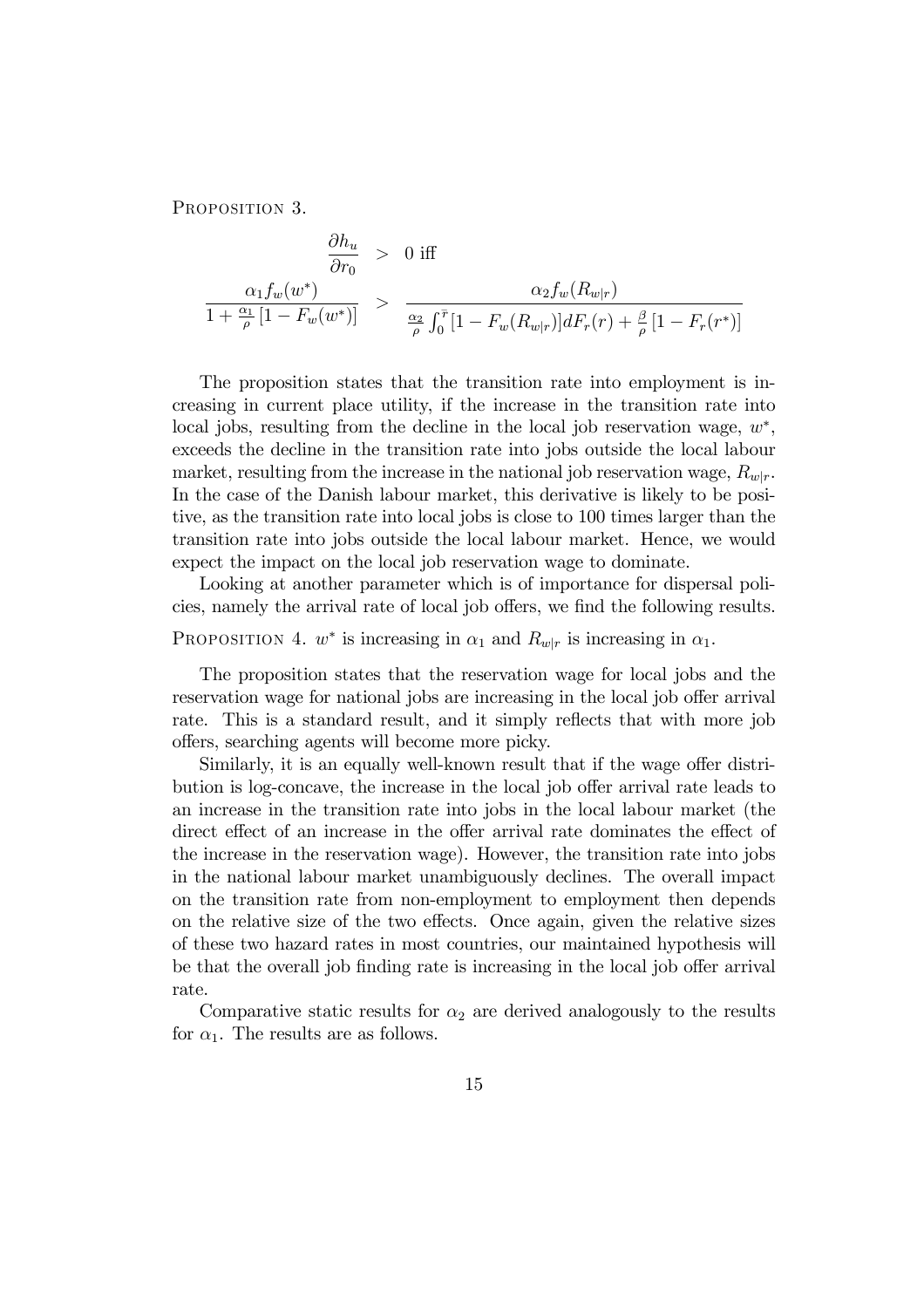Proposition 3.

$$\frac{\partial h_u}{\partial r_0} > 0 \text{ iff}$$

$$\frac{\alpha_1 f_w(w^*)}{1 + \frac{\alpha_1}{\rho}\left[1 - F_w(w^*)\right]} > \frac{\alpha_2 f_w(R_{w|r})}{\frac{\alpha_2}{\rho}\int_0^{\bar{r}}[1 - F_w(R_{w|r})]dF_r(r) + \frac{\beta}{\rho}\left[1 - F_r(r^*)\right]}$$

The proposition states that the transition rate into employment is increasing in current place utility, if the increase in the transition rate into local jobs, resulting from the decline in the local job reservation wage, $w^*$, exceeds the decline in the transition rate into jobs outside the local labour market, resulting from the increase in the national job reservation wage, $R_{w|r}$. In the case of the Danish labour market, this derivative is likely to be positive, as the transition rate into local jobs is close to 100 times larger than the transition rate into jobs outside the local labour market. Hence, we would expect the impact on the local job reservation wage to dominate.

Looking at another parameter which is of importance for dispersal policies, namely the arrival rate of local job offers, we find the following results.

Proposition 4. *$w^*$ is increasing in $\alpha_1$ and $R_{w|r}$ is increasing in $\alpha_1$.*

The proposition states that the reservation wage for local jobs and the reservation wage for national jobs are increasing in the local job offer arrival rate. This is a standard result, and it simply reflects that with more job offers, searching agents will become more picky.

Similarly, it is an equally well-known result that if the wage offer distribution is log-concave, the increase in the local job offer arrival rate leads to an increase in the transition rate into jobs in the local labour market (the direct effect of an increase in the offer arrival rate dominates the effect of the increase in the reservation wage). However, the transition rate into jobs in the national labour market unambiguously declines. The overall impact on the transition rate from non-employment to employment then depends on the relative size of the two effects. Once again, given the relative sizes of these two hazard rates in most countries, our maintained hypothesis will be that the overall job finding rate is increasing in the local job offer arrival rate.

Comparative static results for $\alpha_2$ are derived analogously to the results for $\alpha_1$. The results are as follows.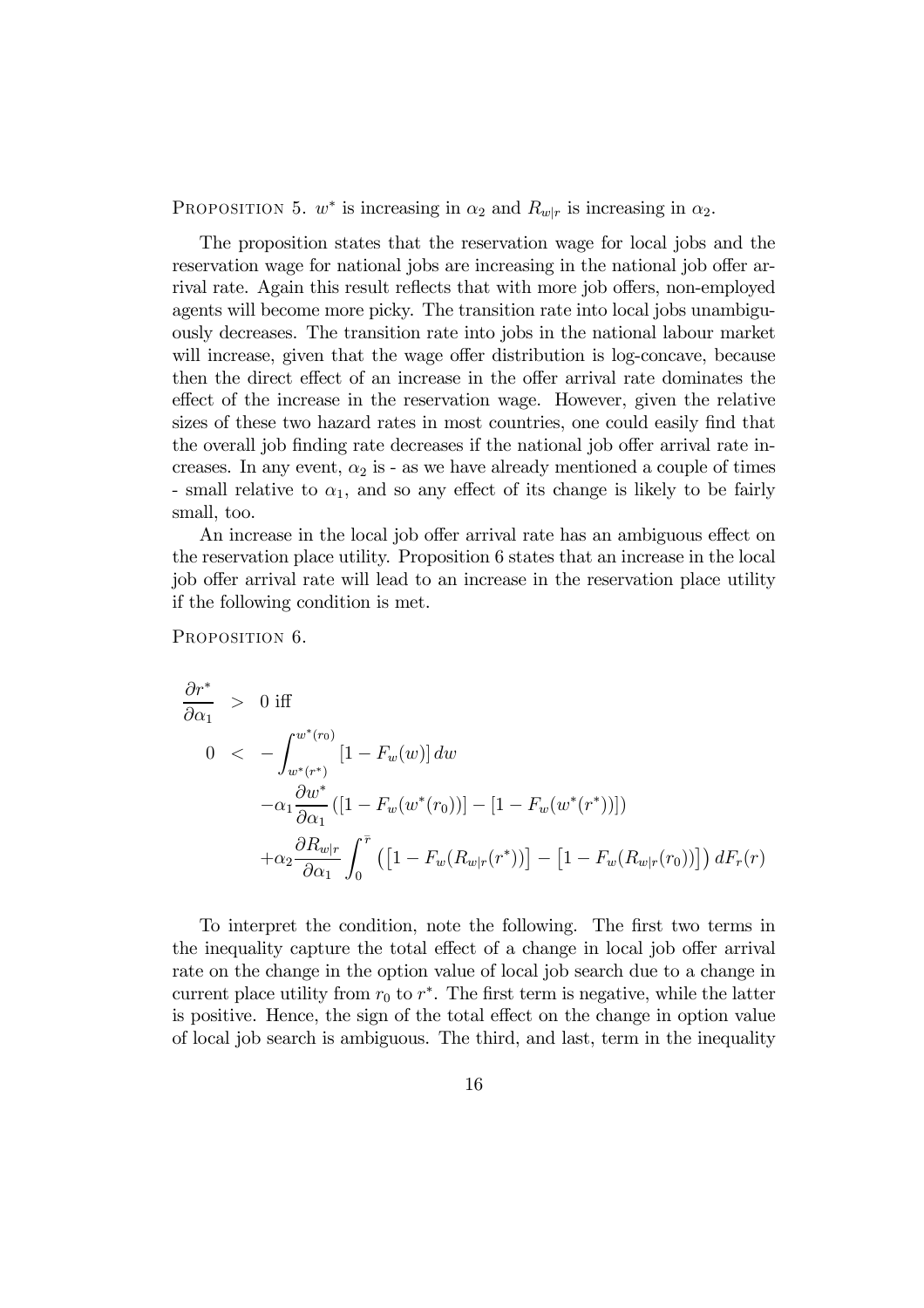PROPOSITION 5. $w^*$ is increasing in $\alpha_2$ and $R_{w|r}$ is increasing in $\alpha_2$.

The proposition states that the reservation wage for local jobs and the reservation wage for national jobs are increasing in the national job offer arrival rate. Again this result reflects that with more job offers, non-employed agents will become more picky. The transition rate into local jobs unambiguously decreases. The transition rate into jobs in the national labour market will increase, given that the wage offer distribution is log-concave, because then the direct effect of an increase in the offer arrival rate dominates the effect of the increase in the reservation wage. However, given the relative sizes of these two hazard rates in most countries, one could easily find that the overall job finding rate decreases if the national job offer arrival rate increases. In any event, $\alpha_2$ is - as we have already mentioned a couple of times - small relative to $\alpha_1$, and so any effect of its change is likely to be fairly small, too.

An increase in the local job offer arrival rate has an ambiguous effect on the reservation place utility. Proposition 6 states that an increase in the local job offer arrival rate will lead to an increase in the reservation place utility if the following condition is met.

PROPOSITION 6.

$$
\begin{aligned}
\frac{\partial r^*}{\partial \alpha_1} &> 0 \text{ iff} \\
0 &< -\int_{w^*(r^*)}^{w^*(r_0)} [1 - F_w(w)]\, dw \\
&\quad -\alpha_1 \frac{\partial w^*}{\partial \alpha_1} \left( [1 - F_w(w^*(r_0))] - [1 - F_w(w^*(r^*))] \right) \\
&\quad +\alpha_2 \frac{\partial R_{w|r}}{\partial \alpha_1} \int_0^{\bar{r}} \left( \left[1 - F_w(R_{w|r}(r^*))\right] - \left[1 - F_w(R_{w|r}(r_0))\right] \right) dF_r(r)
\end{aligned}
$$

To interpret the condition, note the following. The first two terms in the inequality capture the total effect of a change in local job offer arrival rate on the change in the option value of local job search due to a change in current place utility from $r_0$ to $r^*$. The first term is negative, while the latter is positive. Hence, the sign of the total effect on the change in option value of local job search is ambiguous. The third, and last, term in the inequality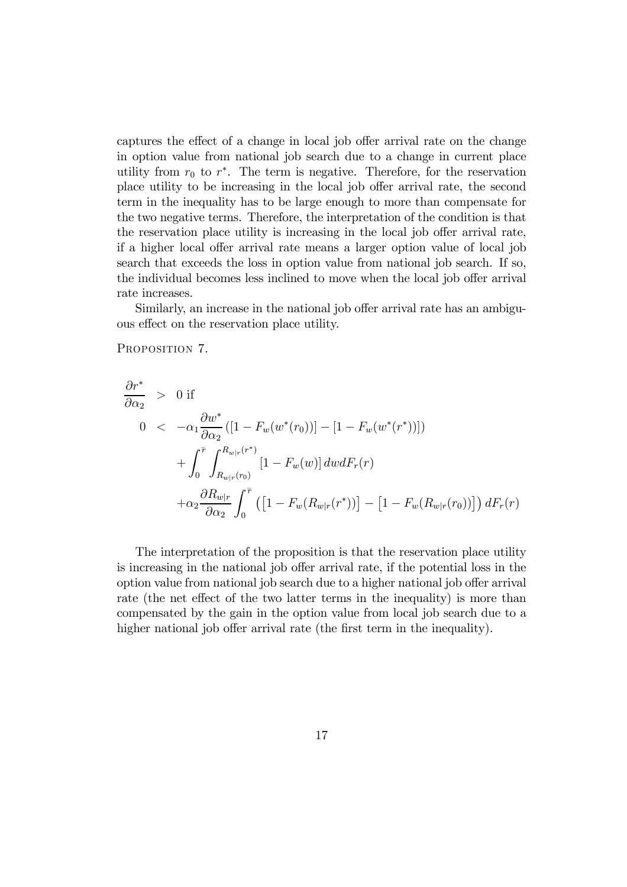captures the effect of a change in local job offer arrival rate on the change in option value from national job search due to a change in current place utility from $r_0$ to $r^*$. The term is negative. Therefore, for the reservation place utility to be increasing in the local job offer arrival rate, the second term in the inequality has to be large enough to more than compensate for the two negative terms. Therefore, the interpretation of the condition is that the reservation place utility is increasing in the local job offer arrival rate, if a higher local offer arrival rate means a larger option value of local job search that exceeds the loss in option value from national job search. If so, the individual becomes less inclined to move when the local job offer arrival rate increases.

Similarly, an increase in the national job offer arrival rate has an ambiguous effect on the reservation place utility.

PROPOSITION 7.

$$
\begin{aligned}
\frac{\partial r^*}{\partial \alpha_2} &> 0 \text{ if} \\
0 &< -\alpha_1 \frac{\partial w^*}{\partial \alpha_2} \left( [1 - F_w(w^*(r_0))] - [1 - F_w(w^*(r^*))] \right) \\
&\quad + \int_0^{\bar{r}} \int_{R_{w|r}(r_0)}^{R_{w|r}(r^*)} [1 - F_w(w)] \, dw dF_r(r) \\
&\quad + \alpha_2 \frac{\partial R_{w|r}}{\partial \alpha_2} \int_0^{\bar{r}} \left( \left[1 - F_w(R_{w|r}(r^*))\right] - \left[1 - F_w(R_{w|r}(r_0))\right] \right) dF_r(r)
\end{aligned}
$$

The interpretation of the proposition is that the reservation place utility is increasing in the national job offer arrival rate, if the potential loss in the option value from national job search due to a higher national job offer arrival rate (the net effect of the two latter terms in the inequality) is more than compensated by the gain in the option value from local job search due to a higher national job offer arrival rate (the first term in the inequality).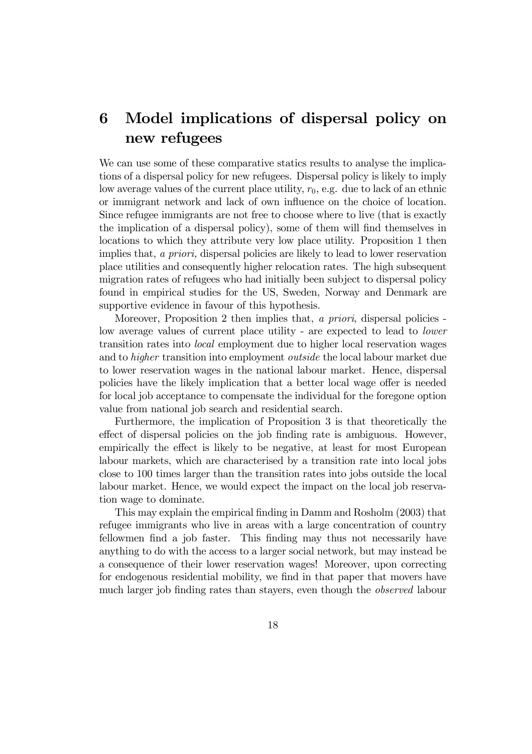# 6 Model implications of dispersal policy on new refugees

We can use some of these comparative statics results to analyse the implications of a dispersal policy for new refugees. Dispersal policy is likely to imply low average values of the current place utility, $r_0$, e.g. due to lack of an ethnic or immigrant network and lack of own influence on the choice of location. Since refugee immigrants are not free to choose where to live (that is exactly the implication of a dispersal policy), some of them will find themselves in locations to which they attribute very low place utility. Proposition 1 then implies that, *a priori,* dispersal policies are likely to lead to lower reservation place utilities and consequently higher relocation rates. The high subsequent migration rates of refugees who had initially been subject to dispersal policy found in empirical studies for the US, Sweden, Norway and Denmark are supportive evidence in favour of this hypothesis.

Moreover, Proposition 2 then implies that, *a priori*, dispersal policies - low average values of current place utility - are expected to lead to *lower* transition rates into *local* employment due to higher local reservation wages and to *higher* transition into employment *outside* the local labour market due to lower reservation wages in the national labour market. Hence, dispersal policies have the likely implication that a better local wage offer is needed for local job acceptance to compensate the individual for the foregone option value from national job search and residential search.

Furthermore, the implication of Proposition 3 is that theoretically the effect of dispersal policies on the job finding rate is ambiguous. However, empirically the effect is likely to be negative, at least for most European labour markets, which are characterised by a transition rate into local jobs close to 100 times larger than the transition rates into jobs outside the local labour market. Hence, we would expect the impact on the local job reservation wage to dominate.

This may explain the empirical finding in Damm and Rosholm (2003) that refugee immigrants who live in areas with a large concentration of country fellowmen find a job faster. This finding may thus not necessarily have anything to do with the access to a larger social network, but may instead be a consequence of their lower reservation wages! Moreover, upon correcting for endogenous residential mobility, we find in that paper that movers have much larger job finding rates than stayers, even though the *observed* labour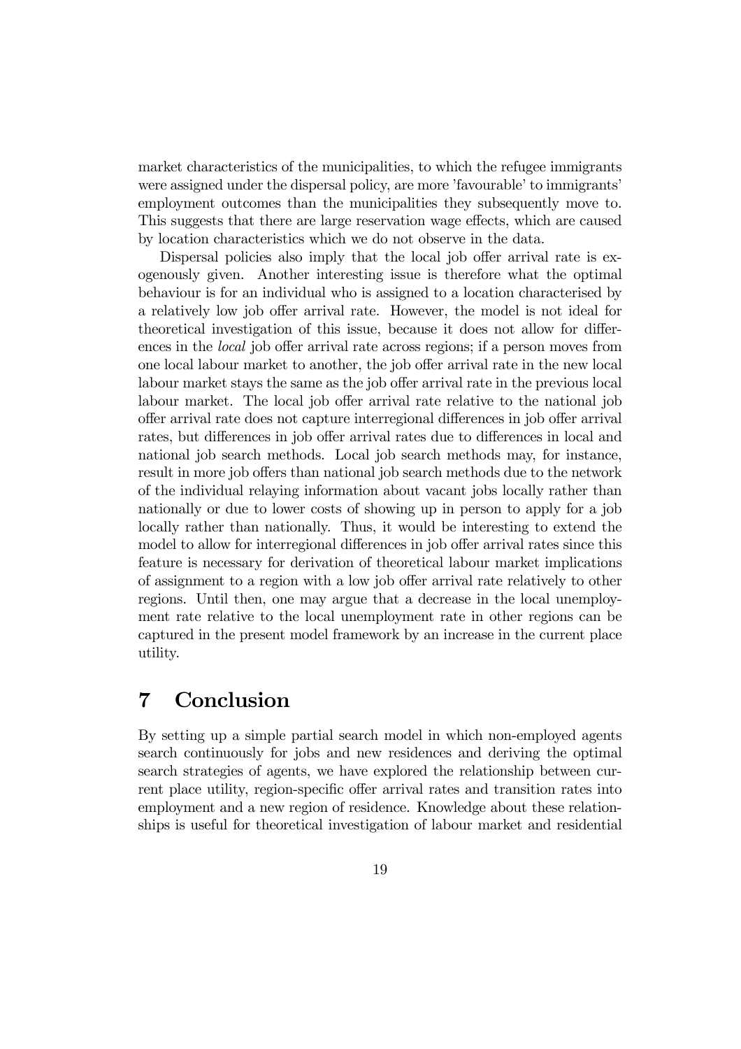market characteristics of the municipalities, to which the refugee immigrants were assigned under the dispersal policy, are more 'favourable' to immigrants' employment outcomes than the municipalities they subsequently move to. This suggests that there are large reservation wage effects, which are caused by location characteristics which we do not observe in the data.

Dispersal policies also imply that the local job offer arrival rate is exogenously given. Another interesting issue is therefore what the optimal behaviour is for an individual who is assigned to a location characterised by a relatively low job offer arrival rate. However, the model is not ideal for theoretical investigation of this issue, because it does not allow for differences in the *local* job offer arrival rate across regions; if a person moves from one local labour market to another, the job offer arrival rate in the new local labour market stays the same as the job offer arrival rate in the previous local labour market. The local job offer arrival rate relative to the national job offer arrival rate does not capture interregional differences in job offer arrival rates, but differences in job offer arrival rates due to differences in local and national job search methods. Local job search methods may, for instance, result in more job offers than national job search methods due to the network of the individual relaying information about vacant jobs locally rather than nationally or due to lower costs of showing up in person to apply for a job locally rather than nationally. Thus, it would be interesting to extend the model to allow for interregional differences in job offer arrival rates since this feature is necessary for derivation of theoretical labour market implications of assignment to a region with a low job offer arrival rate relatively to other regions. Until then, one may argue that a decrease in the local unemployment rate relative to the local unemployment rate in other regions can be captured in the present model framework by an increase in the current place utility.

# 7 Conclusion

By setting up a simple partial search model in which non-employed agents search continuously for jobs and new residences and deriving the optimal search strategies of agents, we have explored the relationship between current place utility, region-specific offer arrival rates and transition rates into employment and a new region of residence. Knowledge about these relationships is useful for theoretical investigation of labour market and residential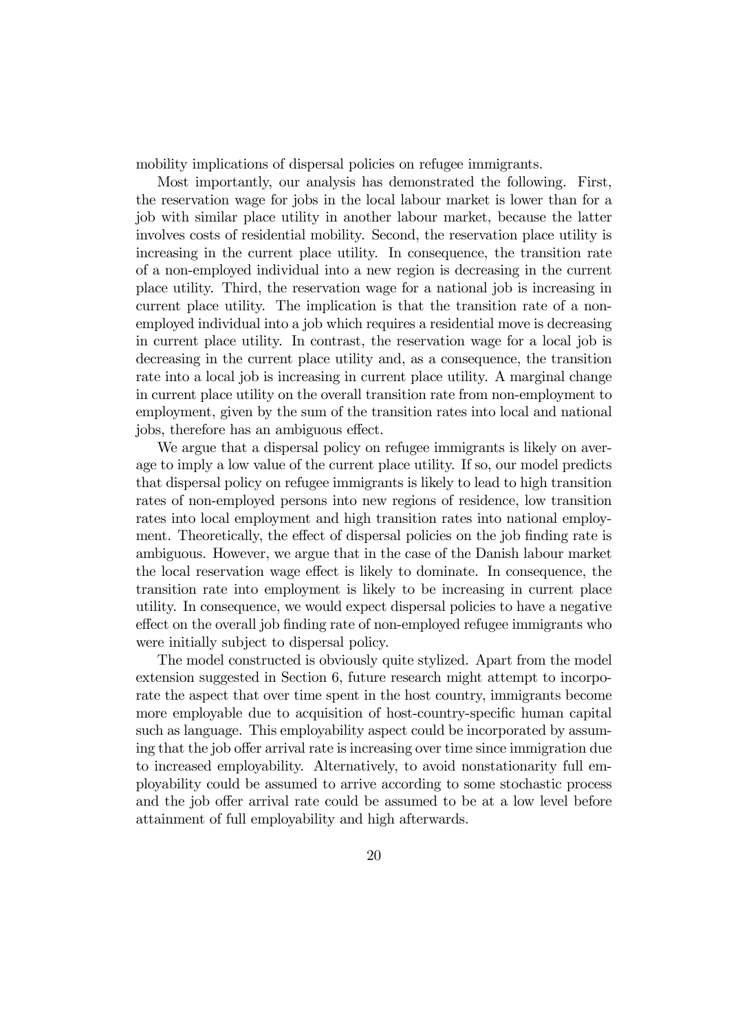mobility implications of dispersal policies on refugee immigrants.

Most importantly, our analysis has demonstrated the following. First, the reservation wage for jobs in the local labour market is lower than for a job with similar place utility in another labour market, because the latter involves costs of residential mobility. Second, the reservation place utility is increasing in the current place utility. In consequence, the transition rate of a non-employed individual into a new region is decreasing in the current place utility. Third, the reservation wage for a national job is increasing in current place utility. The implication is that the transition rate of a non-employed individual into a job which requires a residential move is decreasing in current place utility. In contrast, the reservation wage for a local job is decreasing in the current place utility and, as a consequence, the transition rate into a local job is increasing in current place utility. A marginal change in current place utility on the overall transition rate from non-employment to employment, given by the sum of the transition rates into local and national jobs, therefore has an ambiguous effect.

We argue that a dispersal policy on refugee immigrants is likely on average to imply a low value of the current place utility. If so, our model predicts that dispersal policy on refugee immigrants is likely to lead to high transition rates of non-employed persons into new regions of residence, low transition rates into local employment and high transition rates into national employment. Theoretically, the effect of dispersal policies on the job finding rate is ambiguous. However, we argue that in the case of the Danish labour market the local reservation wage effect is likely to dominate. In consequence, the transition rate into employment is likely to be increasing in current place utility. In consequence, we would expect dispersal policies to have a negative effect on the overall job finding rate of non-employed refugee immigrants who were initially subject to dispersal policy.

The model constructed is obviously quite stylized. Apart from the model extension suggested in Section 6, future research might attempt to incorporate the aspect that over time spent in the host country, immigrants become more employable due to acquisition of host-country-specific human capital such as language. This employability aspect could be incorporated by assuming that the job offer arrival rate is increasing over time since immigration due to increased employability. Alternatively, to avoid nonstationarity full employability could be assumed to arrive according to some stochastic process and the job offer arrival rate could be assumed to be at a low level before attainment of full employability and high afterwards.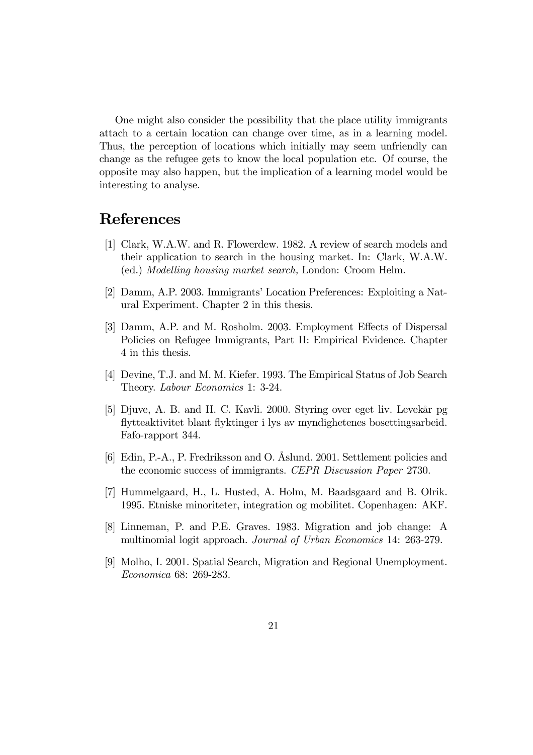One might also consider the possibility that the place utility immigrants attach to a certain location can change over time, as in a learning model. Thus, the perception of locations which initially may seem unfriendly can change as the refugee gets to know the local population etc. Of course, the opposite may also happen, but the implication of a learning model would be interesting to analyse.

# References

[1] Clark, W.A.W. and R. Flowerdew. 1982. A review of search models and their application to search in the housing market. In: Clark, W.A.W. (ed.) *Modelling housing market search,* London: Croom Helm.

[2] Damm, A.P. 2003. Immigrants' Location Preferences: Exploiting a Natural Experiment. Chapter 2 in this thesis.

[3] Damm, A.P. and M. Rosholm. 2003. Employment Effects of Dispersal Policies on Refugee Immigrants, Part II: Empirical Evidence. Chapter 4 in this thesis.

[4] Devine, T.J. and M. M. Kiefer. 1993. The Empirical Status of Job Search Theory. *Labour Economics* 1: 3-24.

[5] Djuve, A. B. and H. C. Kavli. 2000. Styring over eget liv. Levekår pg flytteaktivitet blant flyktinger i lys av myndighetenes bosettingsarbeid. Fafo-rapport 344.

[6] Edin, P.-A., P. Fredriksson and O. Åslund. 2001. Settlement policies and the economic success of immigrants. *CEPR Discussion Paper* 2730.

[7] Hummelgaard, H., L. Husted, A. Holm, M. Baadsgaard and B. Olrik. 1995. Etniske minoriteter, integration og mobilitet. Copenhagen: AKF.

[8] Linneman, P. and P.E. Graves. 1983. Migration and job change: A multinomial logit approach. *Journal of Urban Economics* 14: 263-279.

[9] Molho, I. 2001. Spatial Search, Migration and Regional Unemployment. *Economica* 68: 269-283.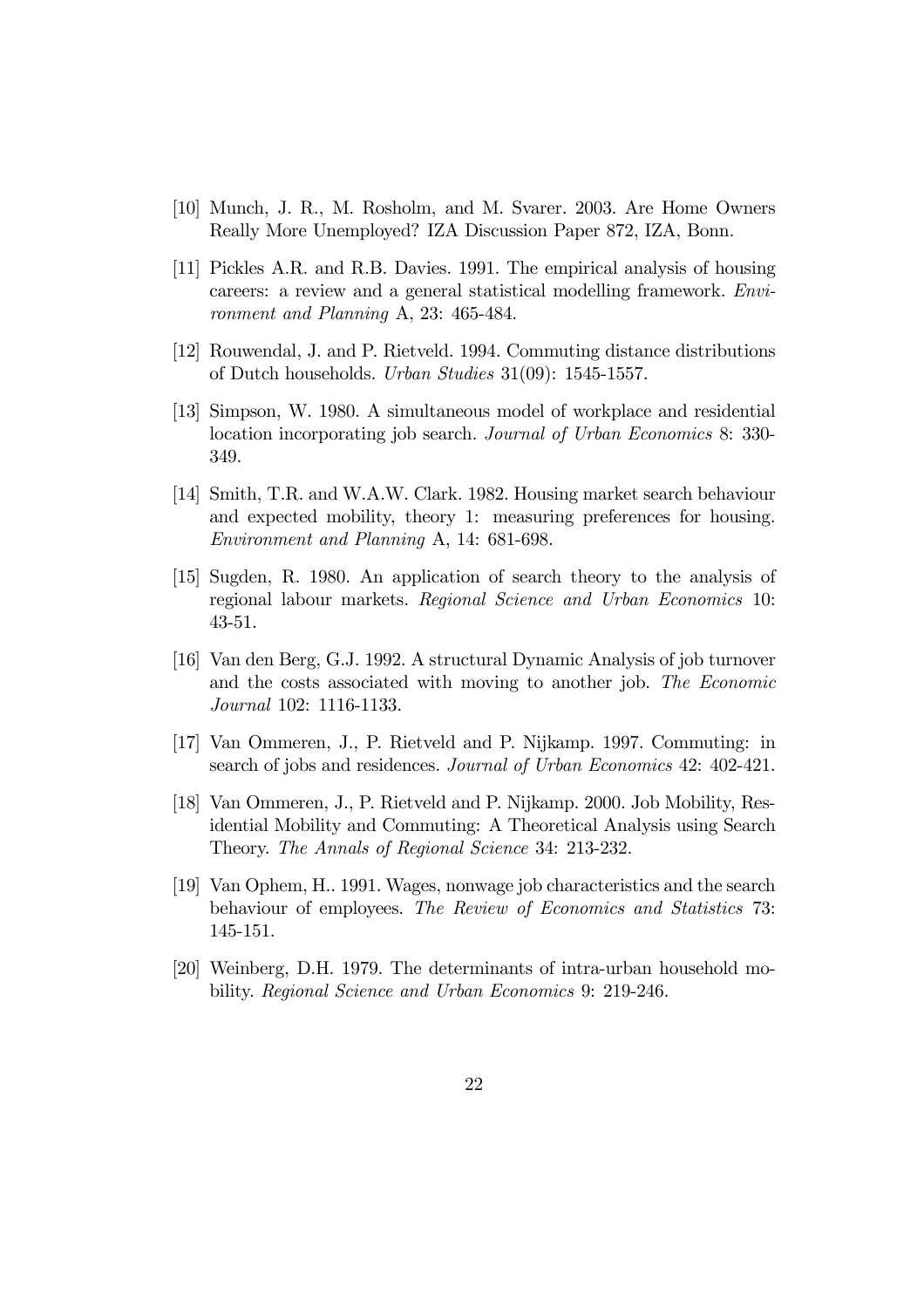[10] Munch, J. R., M. Rosholm, and M. Svarer. 2003. Are Home Owners Really More Unemployed? IZA Discussion Paper 872, IZA, Bonn.

[11] Pickles A.R. and R.B. Davies. 1991. The empirical analysis of housing careers: a review and a general statistical modelling framework. *Environment and Planning* A, 23: 465-484.

[12] Rouwendal, J. and P. Rietveld. 1994. Commuting distance distributions of Dutch households. *Urban Studies* 31(09): 1545-1557.

[13] Simpson, W. 1980. A simultaneous model of workplace and residential location incorporating job search. *Journal of Urban Economics* 8: 330-349.

[14] Smith, T.R. and W.A.W. Clark. 1982. Housing market search behaviour and expected mobility, theory 1: measuring preferences for housing. *Environment and Planning* A, 14: 681-698.

[15] Sugden, R. 1980. An application of search theory to the analysis of regional labour markets. *Regional Science and Urban Economics* 10: 43-51.

[16] Van den Berg, G.J. 1992. A structural Dynamic Analysis of job turnover and the costs associated with moving to another job. *The Economic Journal* 102: 1116-1133.

[17] Van Ommeren, J., P. Rietveld and P. Nijkamp. 1997. Commuting: in search of jobs and residences. *Journal of Urban Economics* 42: 402-421.

[18] Van Ommeren, J., P. Rietveld and P. Nijkamp. 2000. Job Mobility, Residential Mobility and Commuting: A Theoretical Analysis using Search Theory. *The Annals of Regional Science* 34: 213-232.

[19] Van Ophem, H.. 1991. Wages, nonwage job characteristics and the search behaviour of employees. *The Review of Economics and Statistics* 73: 145-151.

[20] Weinberg, D.H. 1979. The determinants of intra-urban household mobility. *Regional Science and Urban Economics* 9: 219-246.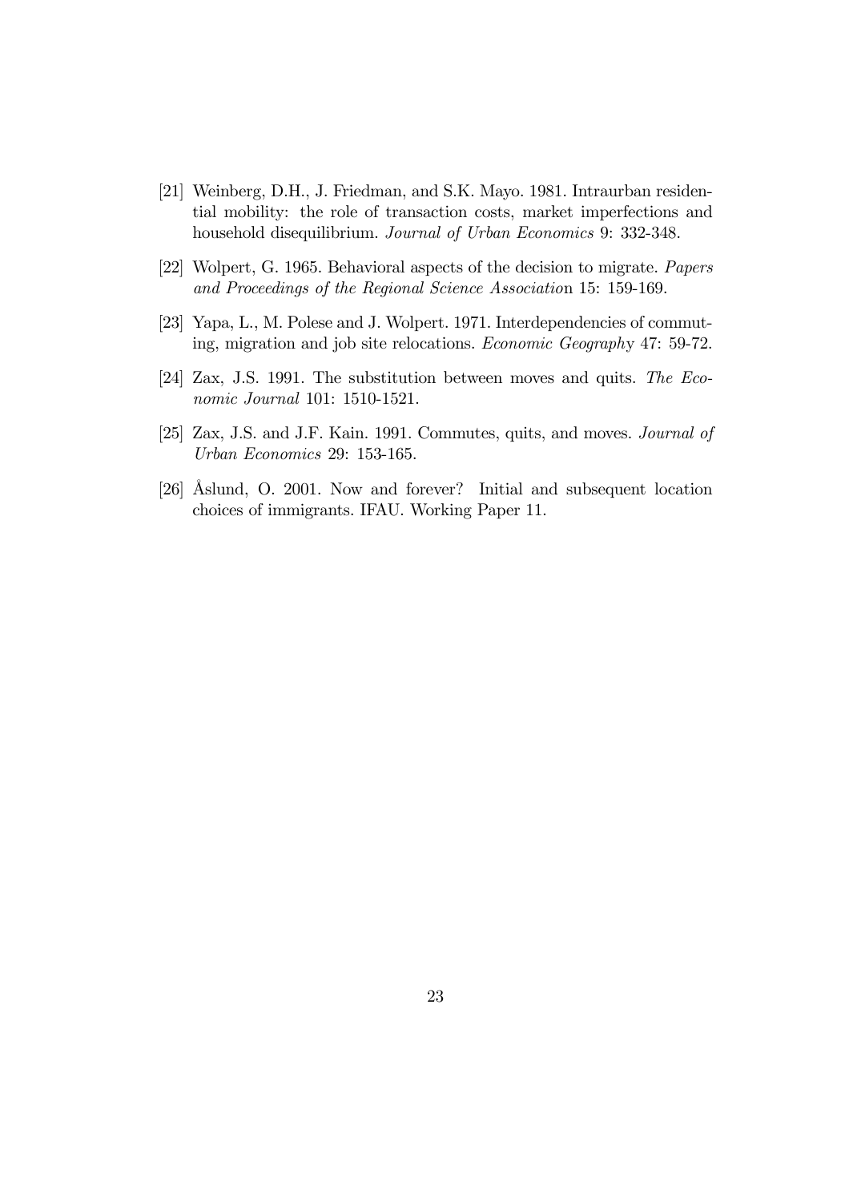[21] Weinberg, D.H., J. Friedman, and S.K. Mayo. 1981. Intraurban residential mobility: the role of transaction costs, market imperfections and household disequilibrium. *Journal of Urban Economics* 9: 332-348.

[22] Wolpert, G. 1965. Behavioral aspects of the decision to migrate. *Papers and Proceedings of the Regional Science Associatio*n 15: 159-169.

[23] Yapa, L., M. Polese and J. Wolpert. 1971. Interdependencies of commuting, migration and job site relocations. *Economic Geograph*y 47: 59-72.

[24] Zax, J.S. 1991. The substitution between moves and quits. *The Economic Journal* 101: 1510-1521.

[25] Zax, J.S. and J.F. Kain. 1991. Commutes, quits, and moves. *Journal of Urban Economics* 29: 153-165.

[26] Åslund, O. 2001. Now and forever? Initial and subsequent location choices of immigrants. IFAU. Working Paper 11.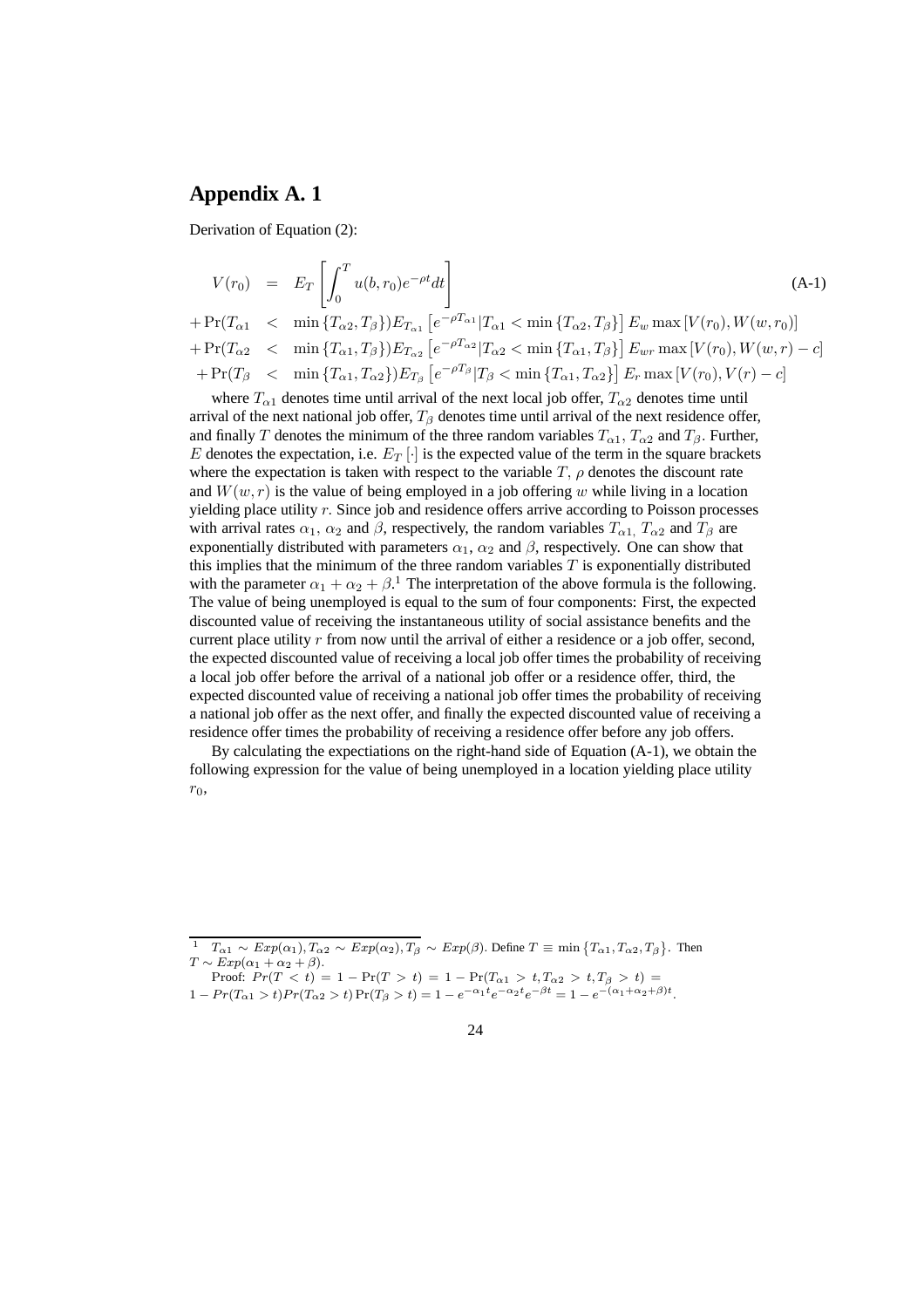## Appendix A. 1

Derivation of Equation (2):

$$
\begin{aligned}
V(r_0) &= E_T\left[\int_0^T u(b,r_0)e^{-\rho t}dt\right] \qquad \text{(A-1)}\\
+\Pr(T_{\alpha 1} &< \min\{T_{\alpha 2},T_\beta\})E_{T_{\alpha 1}}\left[e^{-\rho T_{\alpha 1}}|T_{\alpha 1}<\min\{T_{\alpha 2},T_\beta\}\right]E_w \max\left[V(r_0),W(w,r_0)\right]\\
+\Pr(T_{\alpha 2} &< \min\{T_{\alpha 1},T_\beta\})E_{T_{\alpha 2}}\left[e^{-\rho T_{\alpha 2}}|T_{\alpha 2}<\min\{T_{\alpha 1},T_\beta\}\right]E_{wr} \max\left[V(r_0),W(w,r)-c\right]\\
+\Pr(T_\beta &< \min\{T_{\alpha 1},T_{\alpha 2}\})E_{T_\beta}\left[e^{-\rho T_\beta}|T_\beta<\min\{T_{\alpha 1},T_{\alpha 2}\}\right]E_r \max\left[V(r_0),V(r)-c\right]
\end{aligned}
$$

where $T_{\alpha 1}$ denotes time until arrival of the next local job offer, $T_{\alpha 2}$ denotes time until arrival of the next national job offer, $T_\beta$ denotes time until arrival of the next residence offer, and finally $T$ denotes the minimum of the three random variables $T_{\alpha 1}$, $T_{\alpha 2}$ and $T_\beta$. Further, $E$ denotes the expectation, i.e. $E_T[\cdot]$ is the expected value of the term in the square brackets where the expectation is taken with respect to the variable $T$, $\rho$ denotes the discount rate and $W(w,r)$ is the value of being employed in a job offering $w$ while living in a location yielding place utility $r$. Since job and residence offers arrive according to Poisson processes with arrival rates $\alpha_1$, $\alpha_2$ and $\beta$, respectively, the random variables $T_{\alpha 1}$, $T_{\alpha 2}$ and $T_\beta$ are exponentially distributed with parameters $\alpha_1$, $\alpha_2$ and $\beta$, respectively. One can show that this implies that the minimum of the three random variables $T$ is exponentially distributed with the parameter $\alpha_1+\alpha_2+\beta$.[1] The interpretation of the above formula is the following. The value of being unemployed is equal to the sum of four components: First, the expected discounted value of receiving the instantaneous utility of social assistance benefits and the current place utility $r$ from now until the arrival of either a residence or a job offer, second, the expected discounted value of receiving a local job offer times the probability of receiving a local job offer before the arrival of a national job offer or a residence offer, third, the expected discounted value of receiving a national job offer times the probability of receiving a national job offer as the next offer, and finally the expected discounted value of receiving a residence offer times the probability of receiving a residence offer before any job offers.

By calculating the expectations on the right-hand side of Equation (A-1), we obtain the following expression for the value of being unemployed in a location yielding place utility $r_0$,

---

[1] $T_{\alpha 1}\sim Exp(\alpha_1), T_{\alpha 2}\sim Exp(\alpha_2), T_\beta\sim Exp(\beta)$. Define $T\equiv\min\{T_{\alpha 1},T_{\alpha 2},T_\beta\}$. Then $T\sim Exp(\alpha_1+\alpha_2+\beta)$.

Proof: $Pr(T<t)=1-\Pr(T>t)=1-\Pr(T_{\alpha 1}>t,T_{\alpha 2}>t,T_\beta>t)=1-Pr(T_{\alpha 1}>t)Pr(T_{\alpha 2}>t)\Pr(T_\beta>t)=1-e^{-\alpha_1 t}e^{-\alpha_2 t}e^{-\beta t}=1-e^{-(\alpha_1+\alpha_2+\beta)t}$.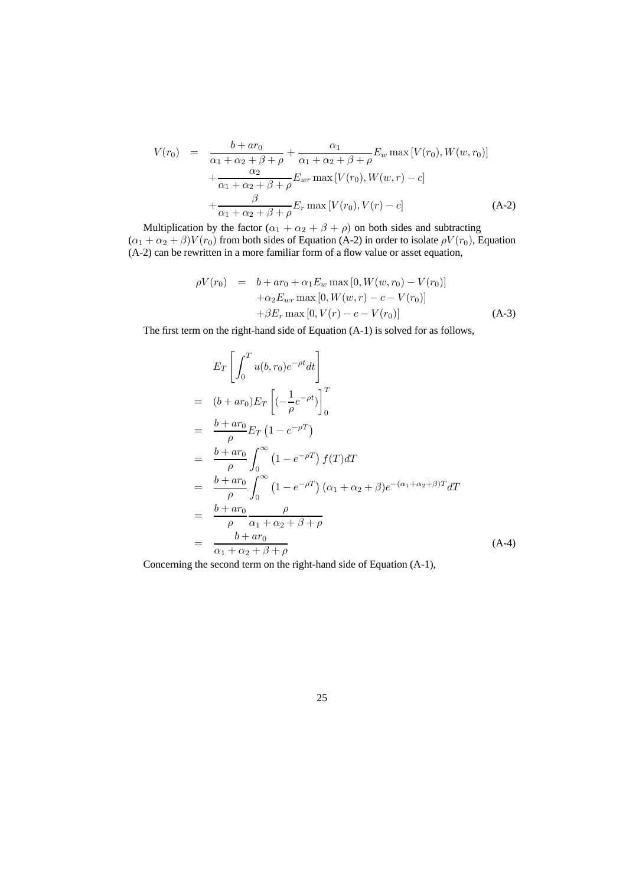$$
\begin{aligned}
V(r_0) &= \frac{b + ar_0}{\alpha_1 + \alpha_2 + \beta + \rho} + \frac{\alpha_1}{\alpha_1 + \alpha_2 + \beta + \rho} E_w \max\left[V(r_0), W(w, r_0)\right] \\
&\quad + \frac{\alpha_2}{\alpha_1 + \alpha_2 + \beta + \rho} E_{wr} \max\left[V(r_0), W(w, r) - c\right] \\
&\quad + \frac{\beta}{\alpha_1 + \alpha_2 + \beta + \rho} E_r \max\left[V(r_0), V(r) - c\right] \qquad \text{(A-2)}
\end{aligned}
$$

Multiplication by the factor $(\alpha_1 + \alpha_2 + \beta + \rho)$ on both sides and subtracting $(\alpha_1 + \alpha_2 + \beta)V(r_0)$ from both sides of Equation (A-2) in order to isolate $\rho V(r_0)$, Equation (A-2) can be rewritten in a more familiar form of a flow value or asset equation,

$$
\begin{aligned}
\rho V(r_0) &= b + ar_0 + \alpha_1 E_w \max\left[0, W(w, r_0) - V(r_0)\right] \\
&\quad + \alpha_2 E_{wr} \max\left[0, W(w, r) - c - V(r_0)\right] \\
&\quad + \beta E_r \max\left[0, V(r) - c - V(r_0)\right] \qquad \text{(A-3)}
\end{aligned}
$$

The first term on the right-hand side of Equation (A-1) is solved for as follows,

$$
\begin{aligned}
& E_T \left[ \int_0^T u(b, r_0) e^{-\rho t} dt \right] \\
&= (b + ar_0) E_T \left[ \left(-\frac{1}{\rho} e^{-\rho t}\right) \right]_0^T \\
&= \frac{b + ar_0}{\rho} E_T \left(1 - e^{-\rho T}\right) \\
&= \frac{b + ar_0}{\rho} \int_0^\infty \left(1 - e^{-\rho T}\right) f(T) dT \\
&= \frac{b + ar_0}{\rho} \int_0^\infty \left(1 - e^{-\rho T}\right) (\alpha_1 + \alpha_2 + \beta) e^{-(\alpha_1 + \alpha_2 + \beta)T} dT \\
&= \frac{b + ar_0}{\rho} \frac{\rho}{\alpha_1 + \alpha_2 + \beta + \rho} \\
&= \frac{b + ar_0}{\alpha_1 + \alpha_2 + \beta + \rho} \qquad \text{(A-4)}
\end{aligned}
$$

Concerning the second term on the right-hand side of Equation (A-1),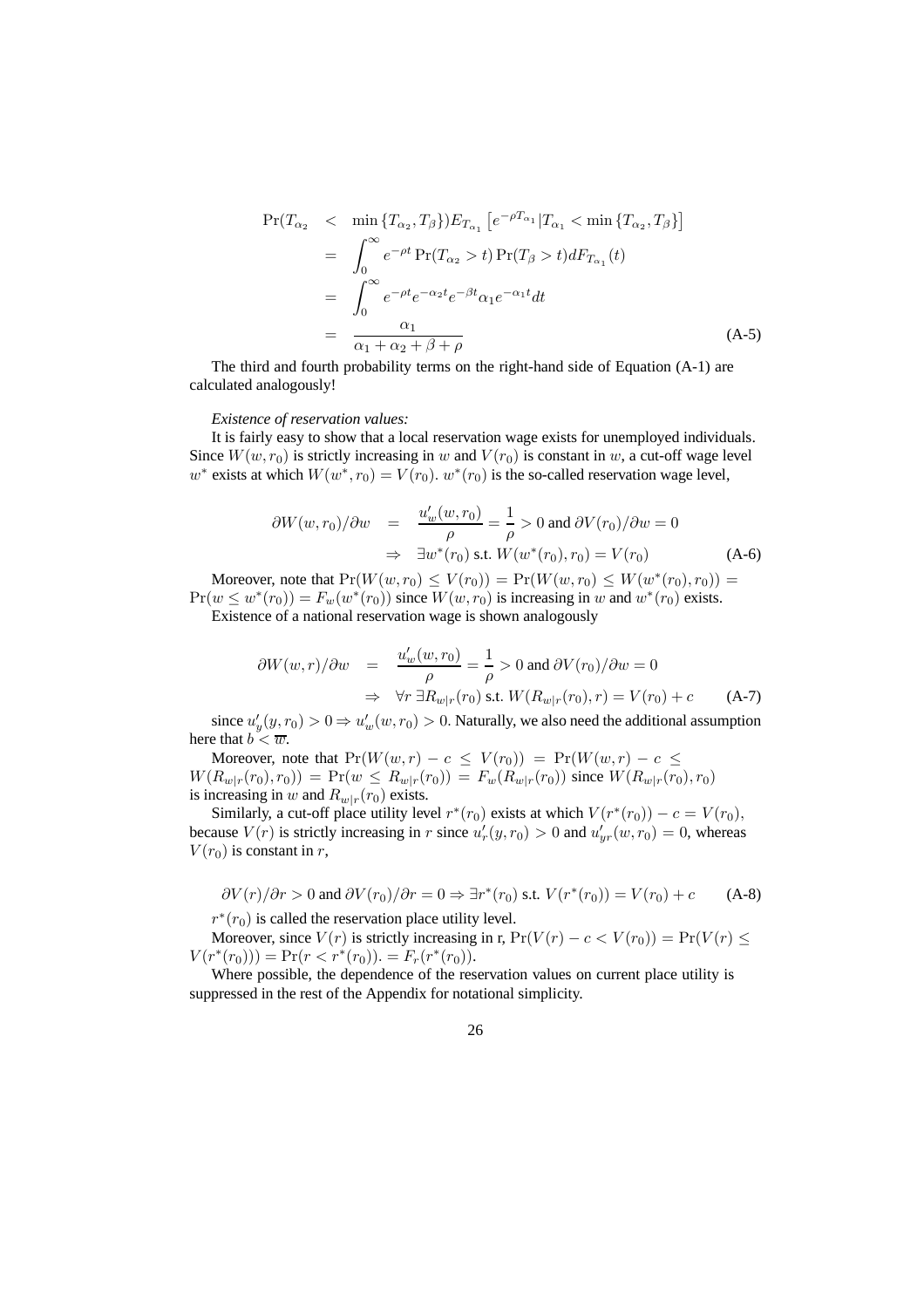$$
\begin{aligned}
\Pr(T_{\alpha_2} \quad &< \quad \min\{T_{\alpha_2}, T_\beta\}) E_{T_{\alpha_1}}\left[e^{-\rho T_{\alpha_1}} | T_{\alpha_1} < \min\{T_{\alpha_2}, T_\beta\}\right] \\
&= \int_0^\infty e^{-\rho t} \Pr(T_{\alpha_2} > t) \Pr(T_\beta > t) dF_{T_{\alpha_1}}(t) \\
&= \int_0^\infty e^{-\rho t} e^{-\alpha_2 t} e^{-\beta t} \alpha_1 e^{-\alpha_1 t} dt \\
&= \frac{\alpha_1}{\alpha_1 + \alpha_2 + \beta + \rho} \qquad \text{(A-5)}
\end{aligned}
$$

The third and fourth probability terms on the right-hand side of Equation (A-1) are calculated analogously!

*Existence of reservation values:*

It is fairly easy to show that a local reservation wage exists for unemployed individuals. Since $W(w, r_0)$ is strictly increasing in $w$ and $V(r_0)$ is constant in $w$, a cut-off wage level $w^*$ exists at which $W(w^*, r_0) = V(r_0)$. $w^*(r_0)$ is the so-called reservation wage level,

$$
\begin{aligned}
\partial W(w, r_0)/\partial w \quad &= \quad \frac{u'_w(w, r_0)}{\rho} = \frac{1}{\rho} > 0 \text{ and } \partial V(r_0)/\partial w = 0 \\
&\Rightarrow \quad \exists w^*(r_0) \text{ s.t. } W(w^*(r_0), r_0) = V(r_0) \qquad \text{(A-6)}
\end{aligned}
$$

Moreover, note that $\Pr(W(w, r_0) \leq V(r_0)) = \Pr(W(w, r_0) \leq W(w^*(r_0), r_0)) = \Pr(w \leq w^*(r_0)) = F_w(w^*(r_0))$ since $W(w, r_0)$ is increasing in $w$ and $w^*(r_0)$ exists.

Existence of a national reservation wage is shown analogously

$$
\begin{aligned}
\partial W(w, r)/\partial w \quad &= \quad \frac{u'_w(w, r_0)}{\rho} = \frac{1}{\rho} > 0 \text{ and } \partial V(r_0)/\partial w = 0 \\
&\Rightarrow \quad \forall r \, \exists R_{w|r}(r_0) \text{ s.t. } W(R_{w|r}(r_0), r) = V(r_0) + c \qquad \text{(A-7)}
\end{aligned}
$$

since $u'_y(y, r_0) > 0 \Rightarrow u'_w(w, r_0) > 0$. Naturally, we also need the additional assumption here that $b < \overline{w}$.

Moreover, note that $\Pr(W(w, r) - c \leq V(r_0)) = \Pr(W(w, r) - c \leq W(R_{w|r}(r_0), r_0)) = \Pr(w \leq R_{w|r}(r_0)) = F_w(R_{w|r}(r_0))$ since $W(R_{w|r}(r_0), r_0)$ is increasing in $w$ and $R_{w|r}(r_0)$ exists.

Similarly, a cut-off place utility level $r^*(r_0)$ exists at which $V(r^*(r_0)) - c = V(r_0)$, because $V(r)$ is strictly increasing in $r$ since $u'_r(y, r_0) > 0$ and $u'_{yr}(w, r_0) = 0$, whereas $V(r_0)$ is constant in $r$,

$$
\partial V(r)/\partial r > 0 \text{ and } \partial V(r_0)/\partial r = 0 \Rightarrow \exists r^*(r_0) \text{ s.t. } V(r^*(r_0)) = V(r_0) + c \qquad \text{(A-8)}
$$

$r^*(r_0)$ is called the reservation place utility level.

Moreover, since $V(r)$ is strictly increasing in r, $\Pr(V(r) - c < V(r_0)) = \Pr(V(r) \leq V(r^*(r_0))) = \Pr(r < r^*(r_0)). = F_r(r^*(r_0))$.

Where possible, the dependence of the reservation values on current place utility is suppressed in the rest of the Appendix for notational simplicity.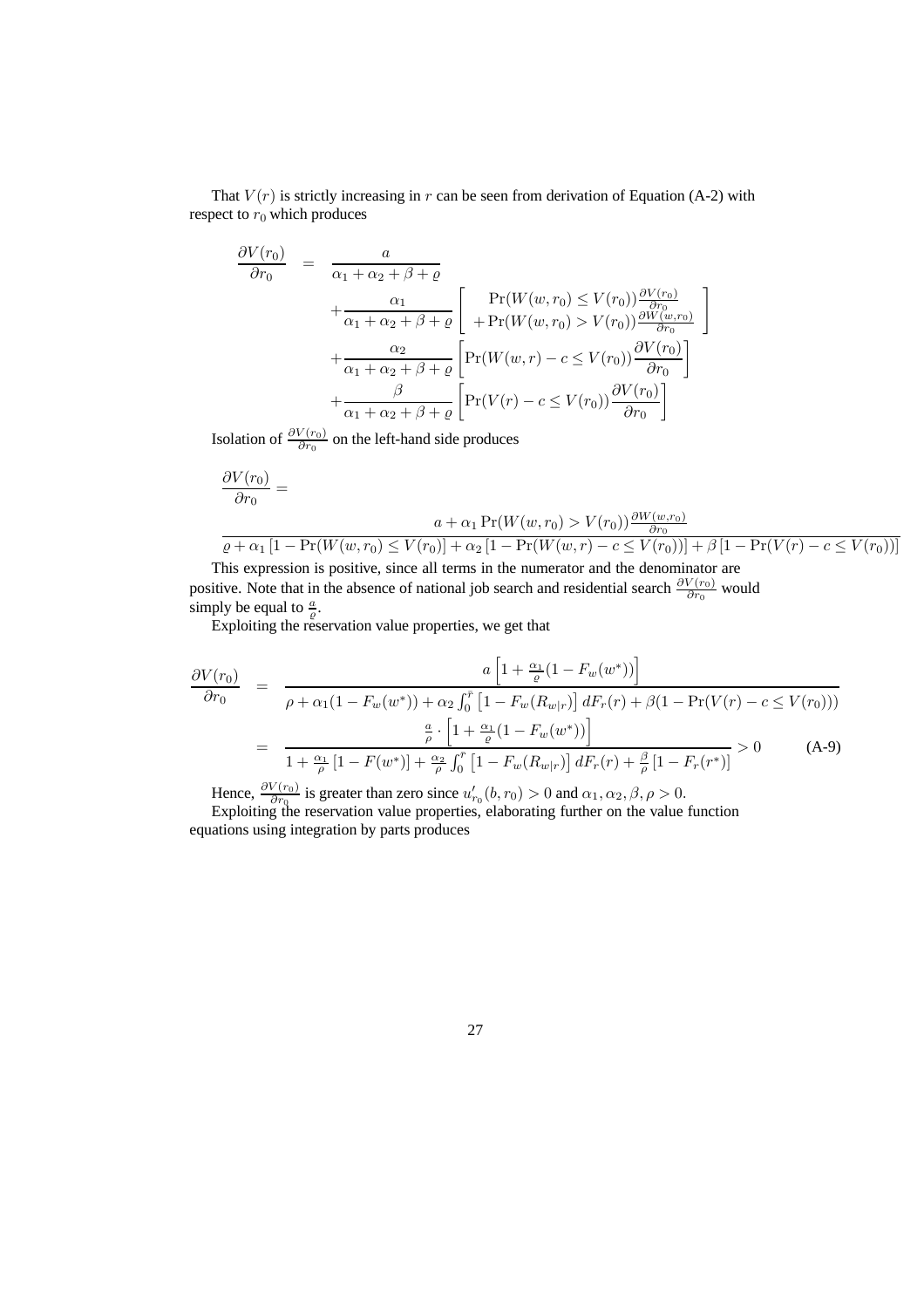That $V(r)$ is strictly increasing in $r$ can be seen from derivation of Equation (A-2) with respect to $r_0$ which produces

$$
\begin{aligned}
\frac{\partial V(r_0)}{\partial r_0} &= \frac{a}{\alpha_1+\alpha_2+\beta+\varrho} \\
&+ \frac{\alpha_1}{\alpha_1+\alpha_2+\beta+\varrho}\left[\begin{array}{c} \Pr(W(w,r_0)\leq V(r_0))\frac{\partial V(r_0)}{\partial r_0} \\ +\Pr(W(w,r_0)>V(r_0))\frac{\partial W(w,r_0)}{\partial r_0} \end{array}\right] \\
&+ \frac{\alpha_2}{\alpha_1+\alpha_2+\beta+\varrho}\left[\Pr(W(w,r)-c\leq V(r_0))\frac{\partial V(r_0)}{\partial r_0}\right] \\
&+ \frac{\beta}{\alpha_1+\alpha_2+\beta+\varrho}\left[\Pr(V(r)-c\leq V(r_0))\frac{\partial V(r_0)}{\partial r_0}\right]
\end{aligned}
$$

Isolation of $\frac{\partial V(r_0)}{\partial r_0}$ on the left-hand side produces

$$
\frac{\partial V(r_0)}{\partial r_0} = \frac{a+\alpha_1\Pr(W(w,r_0)>V(r_0))\frac{\partial W(w,r_0)}{\partial r_0}}{\varrho+\alpha_1\left[1-\Pr(W(w,r_0)\leq V(r_0))\right]+\alpha_2\left[1-\Pr(W(w,r)-c\leq V(r_0))\right]+\beta\left[1-\Pr(V(r)-c\leq V(r_0))\right]}
$$

This expression is positive, since all terms in the numerator and the denominator are positive. Note that in the absence of national job search and residential search $\frac{\partial V(r_0)}{\partial r_0}$ would simply be equal to $\frac{a}{\varrho}$.

Exploiting the reservation value properties, we get that

$$
\begin{aligned}
\frac{\partial V(r_0)}{\partial r_0} &= \frac{a\left[1+\frac{\alpha_1}{\varrho}(1-F_w(w^*))\right]}{\rho+\alpha_1(1-F_w(w^*))+\alpha_2\int_0^{\bar{r}}\left[1-F_w(R_{w|r})\right]dF_r(r)+\beta(1-\Pr(V(r)-c\leq V(r_0)))} \\
&= \frac{\frac{a}{\rho}\cdot\left[1+\frac{\alpha_1}{\varrho}(1-F_w(w^*))\right]}{1+\frac{\alpha_1}{\rho}\left[1-F(w^*)\right]+\frac{\alpha_2}{\rho}\int_0^{\bar{r}}\left[1-F_w(R_{w|r})\right]dF_r(r)+\frac{\beta}{\rho}\left[1-F_r(r^*)\right]} > 0 \qquad \text{(A-9)}
\end{aligned}
$$

Hence, $\frac{\partial V(r_0)}{\partial r_0}$ is greater than zero since $u'_{r_0}(b,r_0)>0$ and $\alpha_1,\alpha_2,\beta,\rho>0$.

Exploiting the reservation value properties, elaborating further on the value function equations using integration by parts produces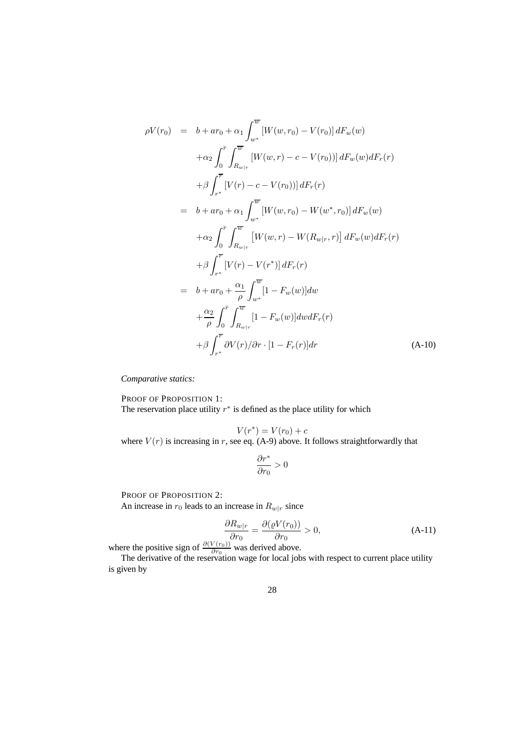$$
\begin{aligned}
\rho V(r_0) &= b + ar_0 + \alpha_1 \int_{w^*}^{\overline{w}} [W(w, r_0) - V(r_0)]\, dF_w(w) \\
&\quad + \alpha_2 \int_0^{\bar{r}} \int_{R_{w|r}}^{\overline{w}} [W(w, r) - c - V(r_0))]\, dF_w(w) dF_r(r) \\
&\quad + \beta \int_{r^*}^{\overline{r}} [V(r) - c - V(r_0))]\, dF_r(r) \\
&= b + ar_0 + \alpha_1 \int_{w^*}^{\overline{w}} [W(w, r_0) - W(w^*, r_0)]\, dF_w(w) \\
&\quad + \alpha_2 \int_0^{\bar{r}} \int_{R_{w|r}}^{\overline{w}} \left[W(w, r) - W(R_{w|r}, r)\right] dF_w(w) dF_r(r) \\
&\quad + \beta \int_{r^*}^{\overline{r}} [V(r) - V(r^*)]\, dF_r(r) \\
&= b + ar_0 + \frac{\alpha_1}{\rho} \int_{w^*}^{\overline{w}} [1 - F_w(w)] dw \\
&\quad + \frac{\alpha_2}{\rho} \int_0^{\bar{r}} \int_{R_{w|r}}^{\overline{w}} [1 - F_w(w)] dw dF_r(r) \\
&\quad + \beta \int_{r^*}^{\overline{r}} \partial V(r)/\partial r \cdot [1 - F_r(r)] dr \qquad \text{(A-10)}
\end{aligned}
$$

*Comparative statics:*

PROOF OF PROPOSITION 1:
The reservation place utility $r^*$ is defined as the place utility for which

$$V(r^*) = V(r_0) + c$$

where $V(r)$ is increasing in $r$, see eq. (A-9) above. It follows straightforwardly that

$$\frac{\partial r^*}{\partial r_0} > 0$$

PROOF OF PROPOSITION 2:
An increase in $r_0$ leads to an increase in $R_{w|r}$ since

$$\frac{\partial R_{w|r}}{\partial r_0} = \frac{\partial(\varrho V(r_0))}{\partial r_0} > 0, \qquad \text{(A-11)}$$

where the positive sign of $\frac{\partial(V(r_0))}{\partial r_0}$ was derived above.

The derivative of the reservation wage for local jobs with respect to current place utility is given by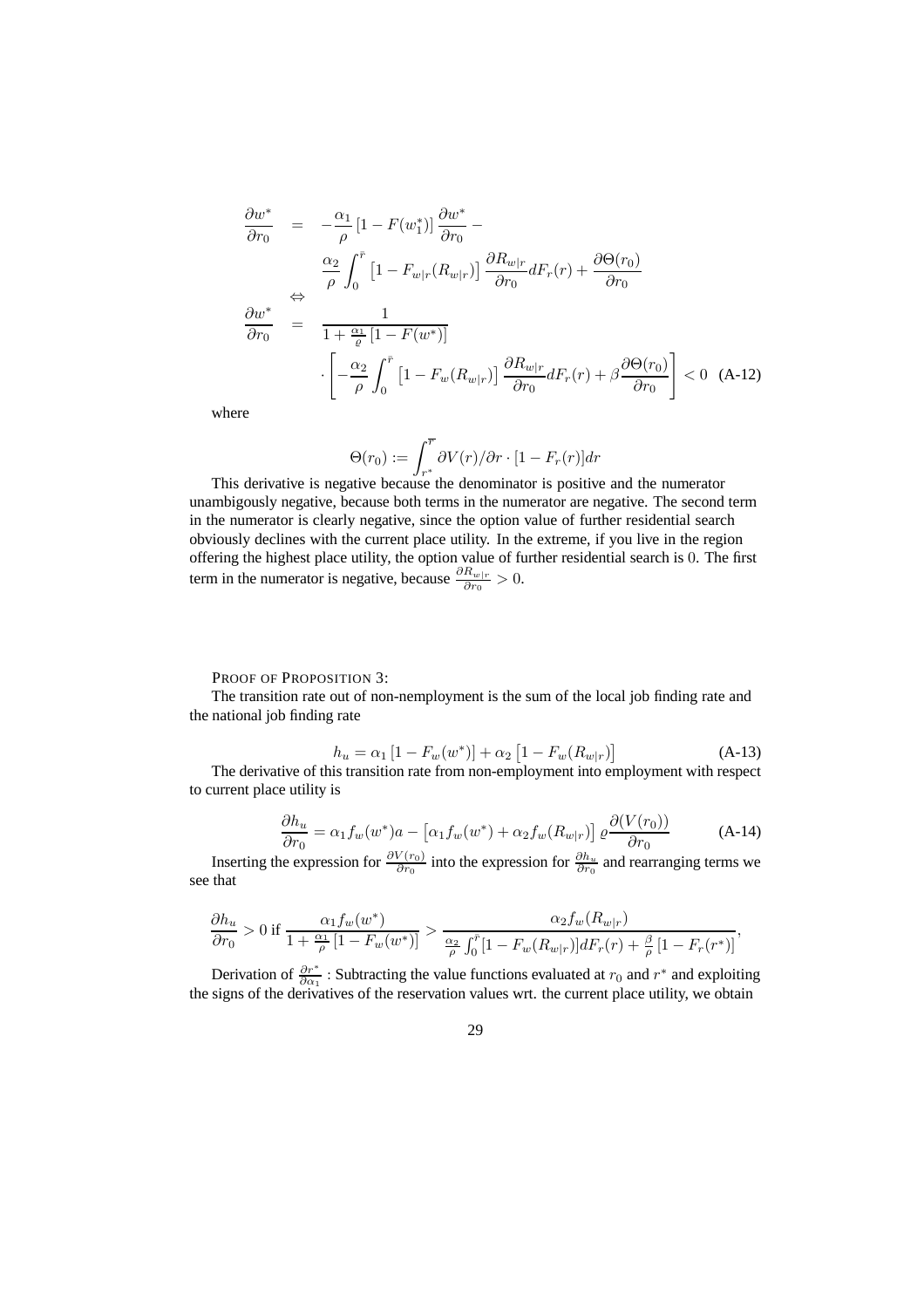$$
\begin{aligned}
\frac{\partial w^*}{\partial r_0} &= -\frac{\alpha_1}{\rho}\left[1 - F(w_1^*)\right]\frac{\partial w^*}{\partial r_0} - \\
&\quad \frac{\alpha_2}{\rho}\int_0^{\bar{r}}\left[1 - F_{w|r}(R_{w|r})\right]\frac{\partial R_{w|r}}{\partial r_0}dF_r(r) + \frac{\partial \Theta(r_0)}{\partial r_0} \\
&\Leftrightarrow \\
\frac{\partial w^*}{\partial r_0} &= \frac{1}{1 + \frac{\alpha_1}{\varrho}\left[1 - F(w^*)\right]} \\
&\quad \cdot \left[-\frac{\alpha_2}{\rho}\int_0^{\bar{r}}\left[1 - F_w(R_{w|r})\right]\frac{\partial R_{w|r}}{\partial r_0}dF_r(r) + \beta\frac{\partial \Theta(r_0)}{\partial r_0}\right] < 0 \quad \text{(A-12)}
\end{aligned}
$$

where

$$
\Theta(r_0) := \int_{r^*}^{\overline{r}} \partial V(r)/\partial r \cdot [1 - F_r(r)]dr
$$

This derivative is negative because the denominator is positive and the numerator unambigously negative, because both terms in the numerator are negative. The second term in the numerator is clearly negative, since the option value of further residential search obviously declines with the current place utility. In the extreme, if you live in the region offering the highest place utility, the option value of further residential search is $0$. The first term in the numerator is negative, because $\frac{\partial R_{w|r}}{\partial r_0} > 0$.

PROOF OF PROPOSITION 3:

The transition rate out of non-nemployment is the sum of the local job finding rate and the national job finding rate

$$
h_u = \alpha_1\left[1 - F_w(w^*)\right] + \alpha_2\left[1 - F_w(R_{w|r})\right] \quad \text{(A-13)}
$$

The derivative of this transition rate from non-employment into employment with respect to current place utility is

$$
\frac{\partial h_u}{\partial r_0} = \alpha_1 f_w(w^*)a - \left[\alpha_1 f_w(w^*) + \alpha_2 f_w(R_{w|r})\right]\varrho\frac{\partial (V(r_0))}{\partial r_0} \quad \text{(A-14)}
$$

Inserting the expression for $\frac{\partial V(r_0)}{\partial r_0}$ into the expression for $\frac{\partial h_u}{\partial r_0}$ and rearranging terms we see that

$$
\frac{\partial h_u}{\partial r_0} > 0 \text{ if } \frac{\alpha_1 f_w(w^*)}{1 + \frac{\alpha_1}{\rho}\left[1 - F_w(w^*)\right]} > \frac{\alpha_2 f_w(R_{w|r})}{\frac{\alpha_2}{\rho}\int_0^{\bar{r}}[1 - F_w(R_{w|r})]dF_r(r) + \frac{\beta}{\rho}\left[1 - F_r(r^*)\right]},
$$

Derivation of $\frac{\partial r^*}{\partial \alpha_1}$ : Subtracting the value functions evaluated at $r_0$ and $r^*$ and exploiting the signs of the derivatives of the reservation values wrt. the current place utility, we obtain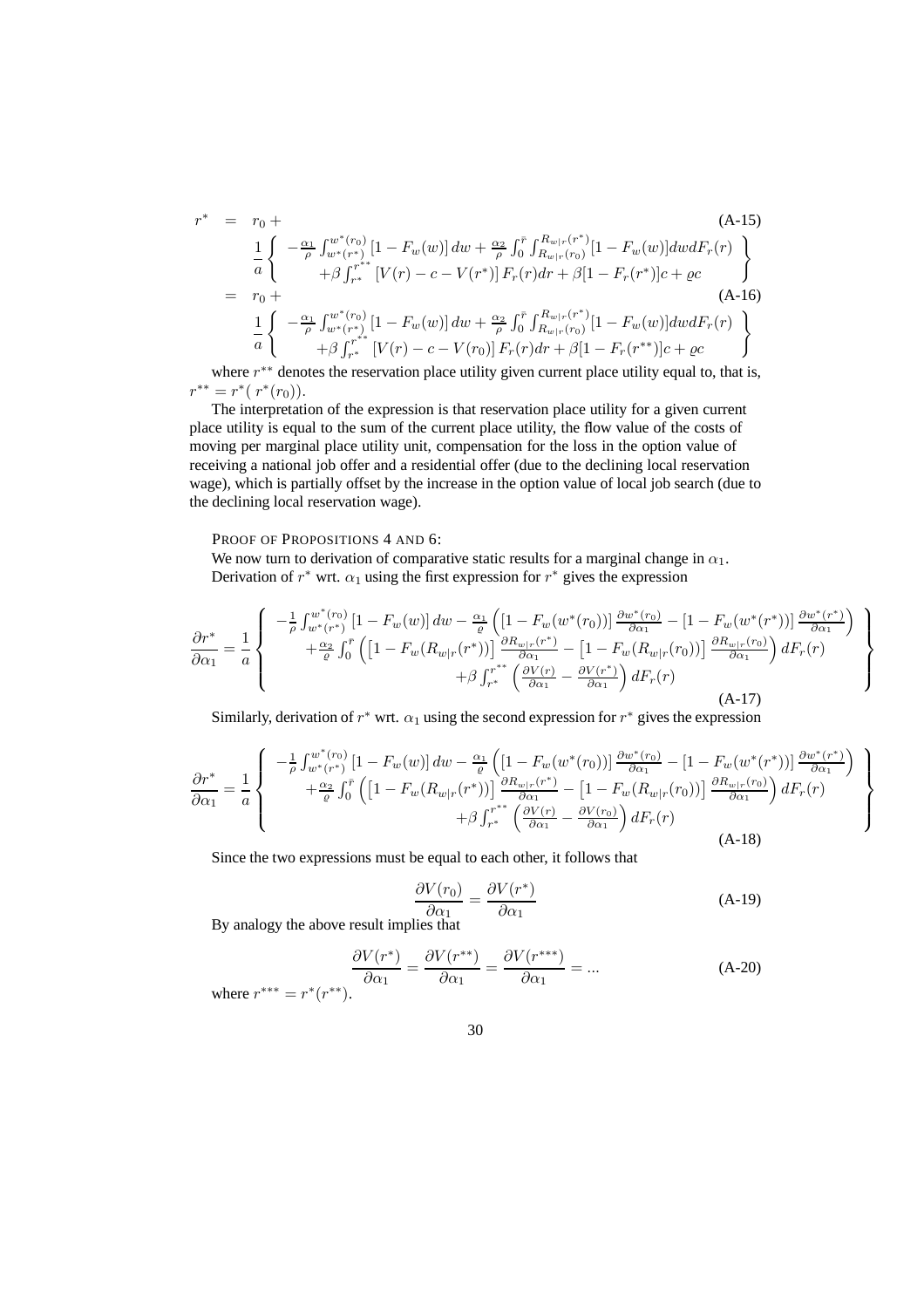$$
\begin{aligned}
r^* &= r_0 + \qquad\qquad\qquad\qquad\qquad\qquad\qquad\qquad\qquad\qquad\qquad\qquad\qquad\qquad \text{(A-15)} \\
&\quad \frac{1}{a}\left\{ \begin{array}{c} -\frac{\alpha_1}{\rho}\int_{w^*(r^*)}^{w^*(r_0)}\left[1-F_w(w)\right]dw + \frac{\alpha_2}{\rho}\int_0^{\bar{r}}\int_{R_{w|r}(r_0)}^{R_{w|r}(r^*)}[1-F_w(w)]dwdF_r(r) \\ +\beta\int_{r^*}^{r^{**}}\left[V(r)-c-V(r^*)\right]F_r(r)dr + \beta[1-F_r(r^*)]c + \varrho c \end{array} \right\} \\
&= r_0 + \qquad\qquad\qquad\qquad\qquad\qquad\qquad\qquad\qquad\qquad\qquad\qquad\qquad\qquad \text{(A-16)} \\
&\quad \frac{1}{a}\left\{ \begin{array}{c} -\frac{\alpha_1}{\rho}\int_{w^*(r^*)}^{w^*(r_0)}\left[1-F_w(w)\right]dw + \frac{\alpha_2}{\rho}\int_0^{\bar{r}}\int_{R_{w|r}(r_0)}^{R_{w|r}(r^*)}[1-F_w(w)]dwdF_r(r) \\ +\beta\int_{r^*}^{r^{**}}\left[V(r)-c-V(r_0)\right]F_r(r)dr + \beta[1-F_r(r^{**})]c + \varrho c \end{array} \right\}
\end{aligned}
$$

where $r^{**}$ denotes the reservation place utility given current place utility equal to, that is, $r^{**} = r^*(\,r^*(r_0))$.

The interpretation of the expression is that reservation place utility for a given current place utility is equal to the sum of the current place utility, the flow value of the costs of moving per marginal place utility unit, compensation for the loss in the option value of receiving a national job offer and a residential offer (due to the declining local reservation wage), which is partially offset by the increase in the option value of local job search (due to the declining local reservation wage).

PROOF OF PROPOSITIONS 4 AND 6:

We now turn to derivation of comparative static results for a marginal change in $\alpha_1$. Derivation of $r^*$ wrt. $\alpha_1$ using the first expression for $r^*$ gives the expression

$$
\frac{\partial r^*}{\partial \alpha_1} = \frac{1}{a}\left\{ \begin{array}{c} -\frac{1}{\rho}\int_{w^*(r^*)}^{w^*(r_0)}\left[1-F_w(w)\right]dw - \frac{\alpha_1}{\varrho}\left(\left[1-F_w(w^*(r_0))\right]\frac{\partial w^*(r_0)}{\partial \alpha_1} - \left[1-F_w(w^*(r^*))\right]\frac{\partial w^*(r^*)}{\partial \alpha_1}\right) \\ +\frac{\alpha_2}{\varrho}\int_0^{\bar{r}}\left(\left[1-F_w(R_{w|r}(r^*))\right]\frac{\partial R_{w|r}(r^*)}{\partial \alpha_1} - \left[1-F_w(R_{w|r}(r_0))\right]\frac{\partial R_{w|r}(r_0)}{\partial \alpha_1}\right)dF_r(r) \\ +\beta\int_{r^*}^{r^{**}}\left(\frac{\partial V(r)}{\partial \alpha_1} - \frac{\partial V(r^*)}{\partial \alpha_1}\right)dF_r(r) \end{array} \right\} \tag{A-17}
$$

Similarly, derivation of $r^*$ wrt. $\alpha_1$ using the second expression for $r^*$ gives the expression

$$
\frac{\partial r^*}{\partial \alpha_1} = \frac{1}{a}\left\{ \begin{array}{c} -\frac{1}{\rho}\int_{w^*(r^*)}^{w^*(r_0)}\left[1-F_w(w)\right]dw - \frac{\alpha_1}{\varrho}\left(\left[1-F_w(w^*(r_0))\right]\frac{\partial w^*(r_0)}{\partial \alpha_1} - \left[1-F_w(w^*(r^*))\right]\frac{\partial w^*(r^*)}{\partial \alpha_1}\right) \\ +\frac{\alpha_2}{\varrho}\int_0^{\bar{r}}\left(\left[1-F_w(R_{w|r}(r^*))\right]\frac{\partial R_{w|r}(r^*)}{\partial \alpha_1} - \left[1-F_w(R_{w|r}(r_0))\right]\frac{\partial R_{w|r}(r_0)}{\partial \alpha_1}\right)dF_r(r) \\ +\beta\int_{r^*}^{r^{**}}\left(\frac{\partial V(r)}{\partial \alpha_1} - \frac{\partial V(r_0)}{\partial \alpha_1}\right)dF_r(r) \end{array} \right\} \tag{A-18}
$$

Since the two expressions must be equal to each other, it follows that

$$
\frac{\partial V(r_0)}{\partial \alpha_1} = \frac{\partial V(r^*)}{\partial \alpha_1} \tag{A-19}
$$

By analogy the above result implies that

$$
\frac{\partial V(r^*)}{\partial \alpha_1} = \frac{\partial V(r^{**})}{\partial \alpha_1} = \frac{\partial V(r^{***})}{\partial \alpha_1} = ... \tag{A-20}
$$

where $r^{***} = r^*(r^{**})$.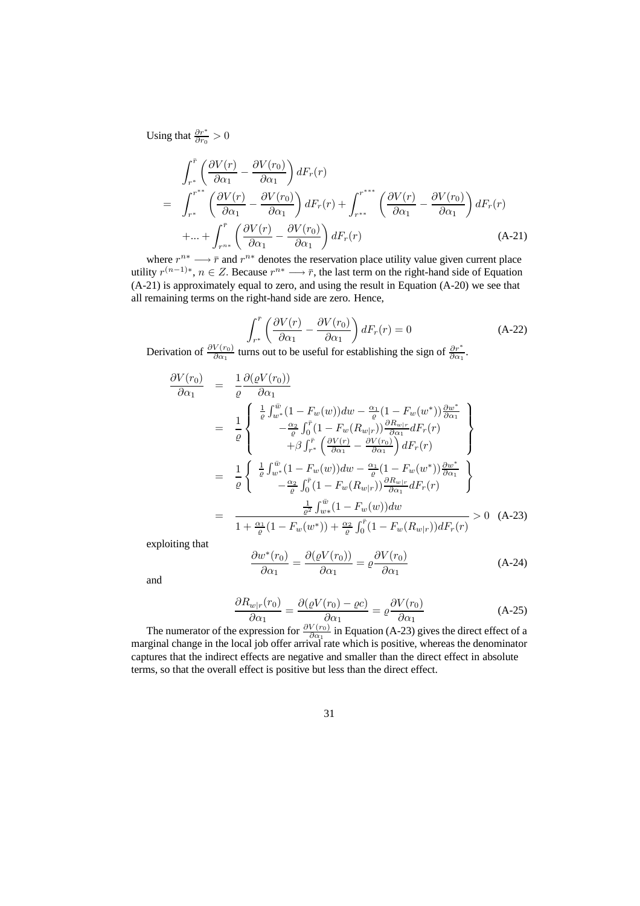Using that $\frac{\partial r^*}{\partial r_0} > 0$

$$
\begin{aligned}
& \int_{r^*}^{\bar{r}} \left( \frac{\partial V(r)}{\partial \alpha_1} - \frac{\partial V(r_0)}{\partial \alpha_1} \right) dF_r(r) \\
= \;& \int_{r^*}^{r^{**}} \left( \frac{\partial V(r)}{\partial \alpha_1} - \frac{\partial V(r_0)}{\partial \alpha_1} \right) dF_r(r) + \int_{r^{**}}^{r^{***}} \left( \frac{\partial V(r)}{\partial \alpha_1} - \frac{\partial V(r_0)}{\partial \alpha_1} \right) dF_r(r) \\
& + ... + \int_{r^{n*}}^{\bar{r}} \left( \frac{\partial V(r)}{\partial \alpha_1} - \frac{\partial V(r_0)}{\partial \alpha_1} \right) dF_r(r)
\end{aligned}
\tag{A-21}
$$

where $r^{n*} \longrightarrow \bar{r}$ and $r^{n*}$ denotes the reservation place utility value given current place utility $r^{(n-1)*}$, $n \in Z$. Because $r^{n*} \longrightarrow \bar{r}$, the last term on the right-hand side of Equation (A-21) is approximately equal to zero, and using the result in Equation (A-20) we see that all remaining terms on the right-hand side are zero. Hence,

$$
\int_{r^*}^{\bar{r}} \left( \frac{\partial V(r)}{\partial \alpha_1} - \frac{\partial V(r_0)}{\partial \alpha_1} \right) dF_r(r) = 0 \tag{A-22}
$$

Derivation of $\frac{\partial V(r_0)}{\partial \alpha_1}$ turns out to be useful for establishing the sign of $\frac{\partial r^*}{\partial \alpha_1}$.

$$
\begin{aligned}
\frac{\partial V(r_0)}{\partial \alpha_1} &= \frac{1}{\varrho} \frac{\partial (\varrho V(r_0))}{\partial \alpha_1} \\
&= \frac{1}{\varrho} \left\{ \begin{array}{c} \frac{1}{\varrho} \int_{w^*}^{\bar{w}} (1 - F_w(w)) dw - \frac{\alpha_1}{\varrho} (1 - F_w(w^*)) \frac{\partial w^*}{\partial \alpha_1} \\ - \frac{\alpha_2}{\varrho} \int_0^{\bar{r}} (1 - F_w(R_{w|r})) \frac{\partial R_{w|r}}{\partial \alpha_1} dF_r(r) \\ + \beta \int_{r^*}^{\bar{r}} \left( \frac{\partial V(r)}{\partial \alpha_1} - \frac{\partial V(r_0)}{\partial \alpha_1} \right) dF_r(r) \end{array} \right\} \\
&= \frac{1}{\varrho} \left\{ \begin{array}{c} \frac{1}{\varrho} \int_{w^*}^{\bar{w}} (1 - F_w(w)) dw - \frac{\alpha_1}{\varrho} (1 - F_w(w^*)) \frac{\partial w^*}{\partial \alpha_1} \\ - \frac{\alpha_2}{\varrho} \int_0^{\bar{r}} (1 - F_w(R_{w|r})) \frac{\partial R_{w|r}}{\partial \alpha_1} dF_r(r) \end{array} \right\} \\
&= \frac{\frac{1}{\varrho^2} \int_{w*}^{\bar{w}} (1 - F_w(w)) dw}{1 + \frac{\alpha_1}{\varrho} (1 - F_w(w^*)) + \frac{\alpha_2}{\varrho} \int_0^{\bar{r}} (1 - F_w(R_{w|r})) dF_r(r)} > 0
\end{aligned}
\tag{A-23}
$$

exploiting that

$$
\frac{\partial w^*(r_0)}{\partial \alpha_1} = \frac{\partial (\varrho V(r_0))}{\partial \alpha_1} = \varrho \frac{\partial V(r_0)}{\partial \alpha_1} \tag{A-24}
$$

and

$$
\frac{\partial R_{w|r}(r_0)}{\partial \alpha_1} = \frac{\partial (\varrho V(r_0) - \varrho c)}{\partial \alpha_1} = \varrho \frac{\partial V(r_0)}{\partial \alpha_1} \tag{A-25}
$$

The numerator of the expression for $\frac{\partial V(r_0)}{\partial \alpha_1}$ in Equation (A-23) gives the direct effect of a marginal change in the local job offer arrival rate which is positive, whereas the denominator captures that the indirect effects are negative and smaller than the direct effect in absolute terms, so that the overall effect is positive but less than the direct effect.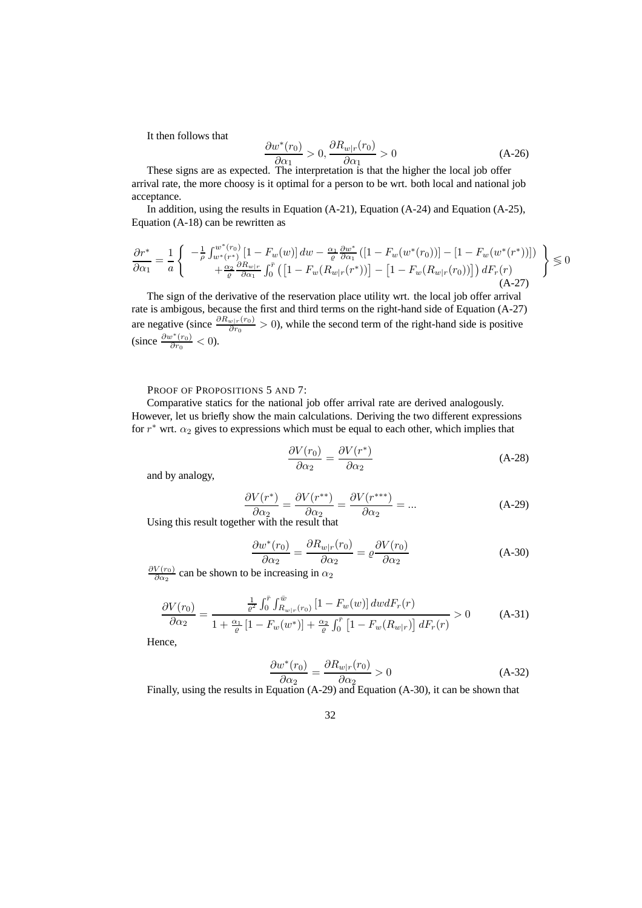It then follows that

$$\frac{\partial w^*(r_0)}{\partial \alpha_1} > 0, \frac{\partial R_{w|r}(r_0)}{\partial \alpha_1} > 0 \tag{A-26}$$

These signs are as expected. The interpretation is that the higher the local job offer arrival rate, the more choosy is it optimal for a person to be wrt. both local and national job acceptance.

In addition, using the results in Equation (A-21), Equation (A-24) and Equation (A-25), Equation (A-18) can be rewritten as

$$\frac{\partial r^*}{\partial \alpha_1} = \frac{1}{a} \left\{ \begin{array}{c} -\frac{1}{\rho} \int_{w^*(r^*)}^{w^*(r_0)} [1 - F_w(w)] \, dw - \frac{\alpha_1}{\varrho} \frac{\partial w^*}{\partial \alpha_1} \left( [1 - F_w(w^*(r_0))] - [1 - F_w(w^*(r^*))] \right) \\ + \frac{\alpha_2}{\varrho} \frac{\partial R_{w|r}}{\partial \alpha_1} \int_0^{\bar{r}} \left( \left[1 - F_w(R_{w|r}(r^*))\right] - \left[1 - F_w(R_{w|r}(r_0))\right] \right) dF_r(r) \end{array} \right\} \lesseqgtr 0 \tag{A-27}$$

The sign of the derivative of the reservation place utility wrt. the local job offer arrival rate is ambigous, because the first and third terms on the right-hand side of Equation (A-27) are negative (since $\frac{\partial R_{w|r}(r_0)}{\partial r_0} > 0$), while the second term of the right-hand side is positive (since $\frac{\partial w^*(r_0)}{\partial r_0} < 0$).

PROOF OF PROPOSITIONS 5 AND 7:

Comparative statics for the national job offer arrival rate are derived analogously. However, let us briefly show the main calculations. Deriving the two different expressions for $r^*$ wrt. $\alpha_2$ gives to expressions which must be equal to each other, which implies that

$$\frac{\partial V(r_0)}{\partial \alpha_2} = \frac{\partial V(r^*)}{\partial \alpha_2} \tag{A-28}$$

and by analogy,

$$\frac{\partial V(r^*)}{\partial \alpha_2} = \frac{\partial V(r^{**})}{\partial \alpha_2} = \frac{\partial V(r^{***})}{\partial \alpha_2} = ... \tag{A-29}$$

Using this result together with the result that

$$\frac{\partial w^*(r_0)}{\partial \alpha_2} = \frac{\partial R_{w|r}(r_0)}{\partial \alpha_2} = \varrho \frac{\partial V(r_0)}{\partial \alpha_2} \tag{A-30}$$

$\frac{\partial V(r_0)}{\partial \alpha_2}$ can be shown to be increasing in $\alpha_2$

$$\frac{\partial V(r_0)}{\partial \alpha_2} = \frac{\frac{1}{\varrho^2} \int_0^{\bar{r}} \int_{R_{w|r}(r_0)}^{\bar{w}} [1 - F_w(w)] \, dw dF_r(r)}{1 + \frac{\alpha_1}{\varrho} [1 - F_w(w^*)] + \frac{\alpha_2}{\varrho} \int_0^{\bar{r}} \left[1 - F_w(R_{w|r})\right] dF_r(r)} > 0 \tag{A-31}$$

Hence,

$$\frac{\partial w^*(r_0)}{\partial \alpha_2} = \frac{\partial R_{w|r}(r_0)}{\partial \alpha_2} > 0 \tag{A-32}$$

Finally, using the results in Equation (A-29) and Equation (A-30), it can be shown that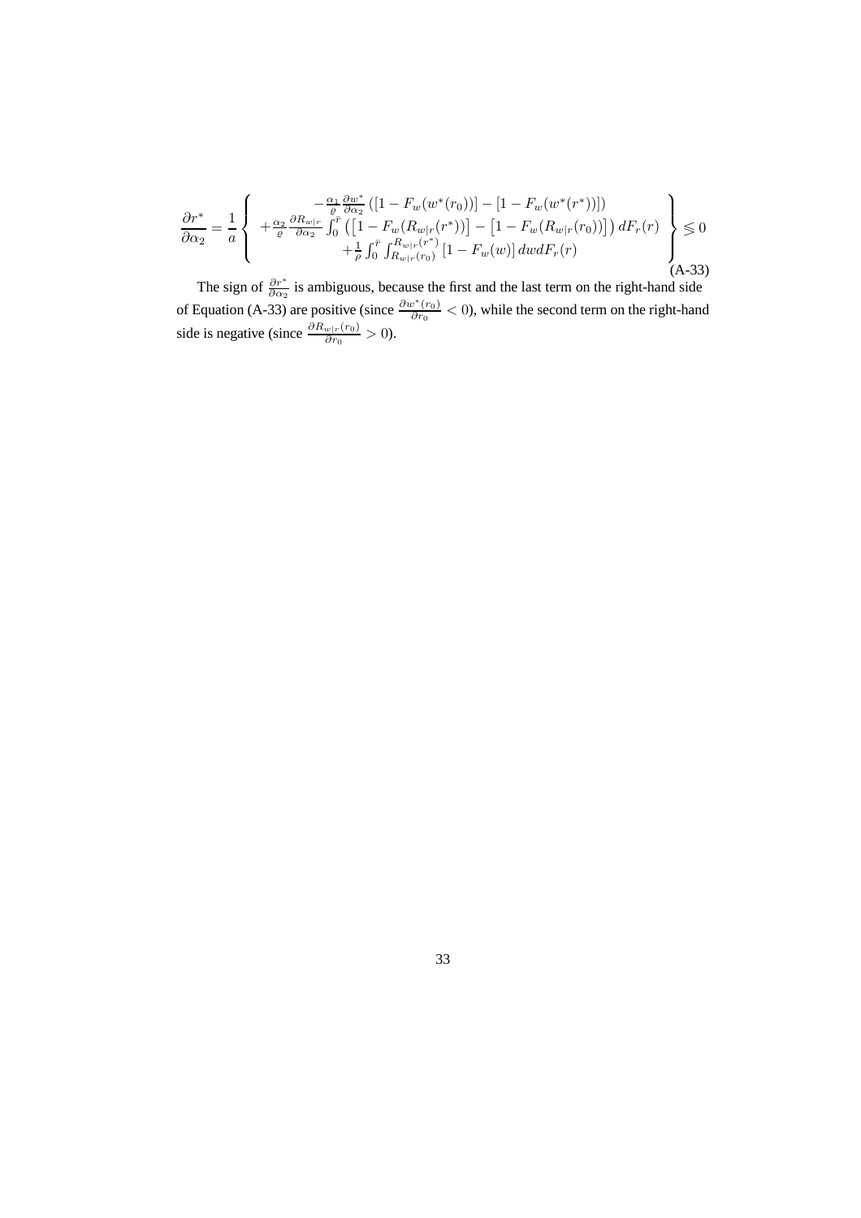$$\frac{\partial r^*}{\partial \alpha_2} = \frac{1}{a} \left\{ \begin{array}{c} -\frac{\alpha_1}{\varrho} \frac{\partial w^*}{\partial \alpha_2} \left( [1 - F_w(w^*(r_0))] - [1 - F_w(w^*(r^*))] \right) \\ +\frac{\alpha_2}{\varrho} \frac{\partial R_{w|r}}{\partial \alpha_2} \int_0^{\bar{r}} \left( \left[1 - F_w(R_{w|r}(r^*))\right] - \left[1 - F_w(R_{w|r}(r_0))\right] \right) dF_r(r) \\ +\frac{1}{\rho} \int_0^{\bar{r}} \int_{R_{w|r}(r_0)}^{R_{w|r}(r^*)} [1 - F_w(w)] \, dw dF_r(r) \end{array} \right\} \lesseqgtr 0 \tag{A-33}$$

The sign of $\frac{\partial r^*}{\partial \alpha_2}$ is ambiguous, because the first and the last term on the right-hand side of Equation (A-33) are positive (since $\frac{\partial w^*(r_0)}{\partial r_0} < 0$), while the second term on the right-hand side is negative (since $\frac{\partial R_{w|r}(r_0)}{\partial r_0} > 0$).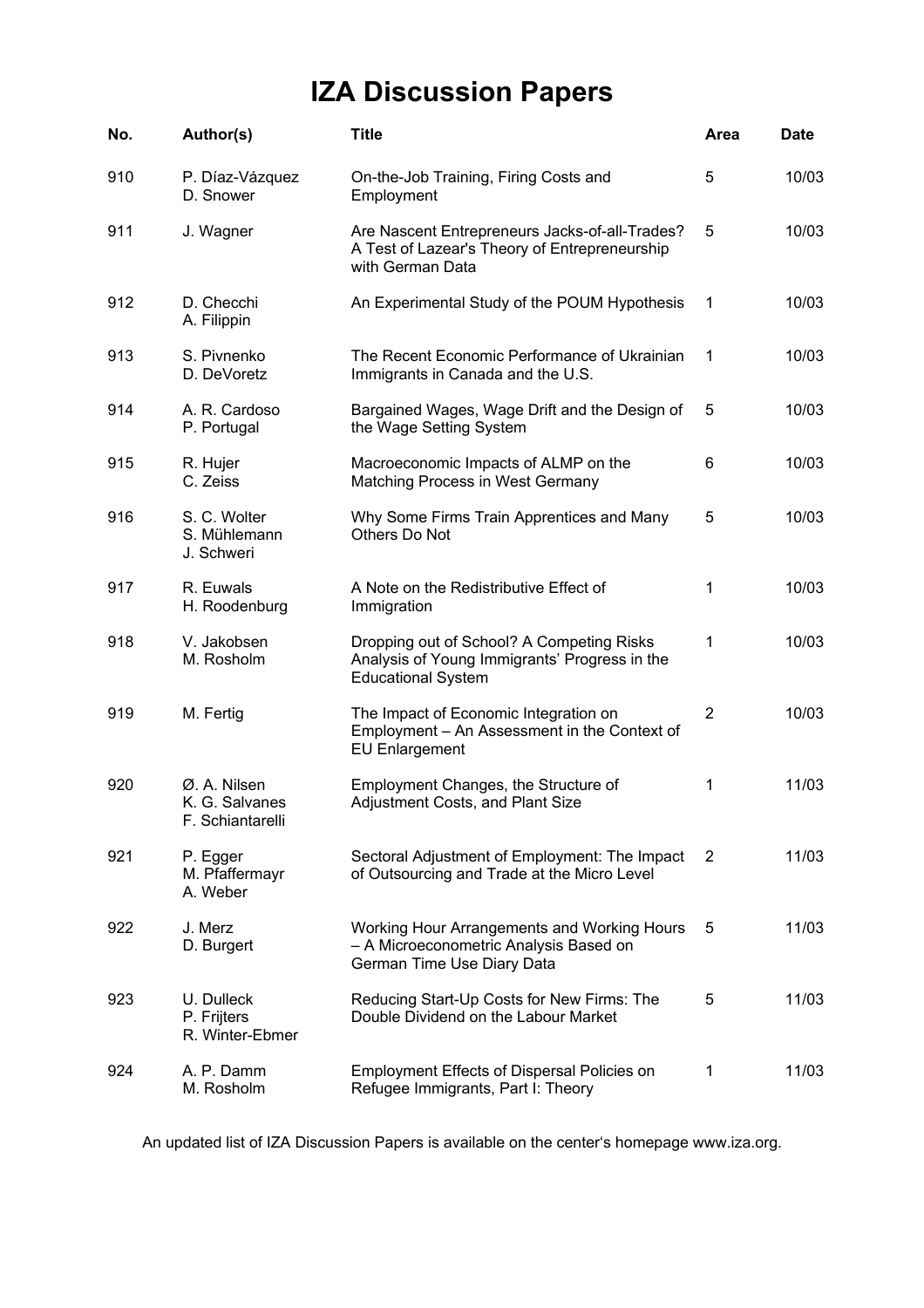# IZA Discussion Papers

| No. | Author(s) | Title | Area | Date |
|---|---|---|---|---|
| 910 | P. Díaz-Vázquez<br>D. Snower | On-the-Job Training, Firing Costs and Employment | 5 | 10/03 |
| 911 | J. Wagner | Are Nascent Entrepreneurs Jacks-of-all-Trades? A Test of Lazear's Theory of Entrepreneurship with German Data | 5 | 10/03 |
| 912 | D. Checchi<br>A. Filippin | An Experimental Study of the POUM Hypothesis | 1 | 10/03 |
| 913 | S. Pivnenko<br>D. DeVoretz | The Recent Economic Performance of Ukrainian Immigrants in Canada and the U.S. | 1 | 10/03 |
| 914 | A. R. Cardoso<br>P. Portugal | Bargained Wages, Wage Drift and the Design of the Wage Setting System | 5 | 10/03 |
| 915 | R. Hujer<br>C. Zeiss | Macroeconomic Impacts of ALMP on the Matching Process in West Germany | 6 | 10/03 |
| 916 | S. C. Wolter<br>S. Mühlemann<br>J. Schweri | Why Some Firms Train Apprentices and Many Others Do Not | 5 | 10/03 |
| 917 | R. Euwals<br>H. Roodenburg | A Note on the Redistributive Effect of Immigration | 1 | 10/03 |
| 918 | V. Jakobsen<br>M. Rosholm | Dropping out of School? A Competing Risks Analysis of Young Immigrants' Progress in the Educational System | 1 | 10/03 |
| 919 | M. Fertig | The Impact of Economic Integration on Employment – An Assessment in the Context of EU Enlargement | 2 | 10/03 |
| 920 | Ø. A. Nilsen<br>K. G. Salvanes<br>F. Schiantarelli | Employment Changes, the Structure of Adjustment Costs, and Plant Size | 1 | 11/03 |
| 921 | P. Egger<br>M. Pfaffermayr<br>A. Weber | Sectoral Adjustment of Employment: The Impact of Outsourcing and Trade at the Micro Level | 2 | 11/03 |
| 922 | J. Merz<br>D. Burgert | Working Hour Arrangements and Working Hours – A Microeconometric Analysis Based on German Time Use Diary Data | 5 | 11/03 |
| 923 | U. Dulleck<br>P. Frijters<br>R. Winter-Ebmer | Reducing Start-Up Costs for New Firms: The Double Dividend on the Labour Market | 5 | 11/03 |
| 924 | A. P. Damm<br>M. Rosholm | Employment Effects of Dispersal Policies on Refugee Immigrants, Part I: Theory | 1 | 11/03 |

An updated list of IZA Discussion Papers is available on the center's homepage www.iza.org.